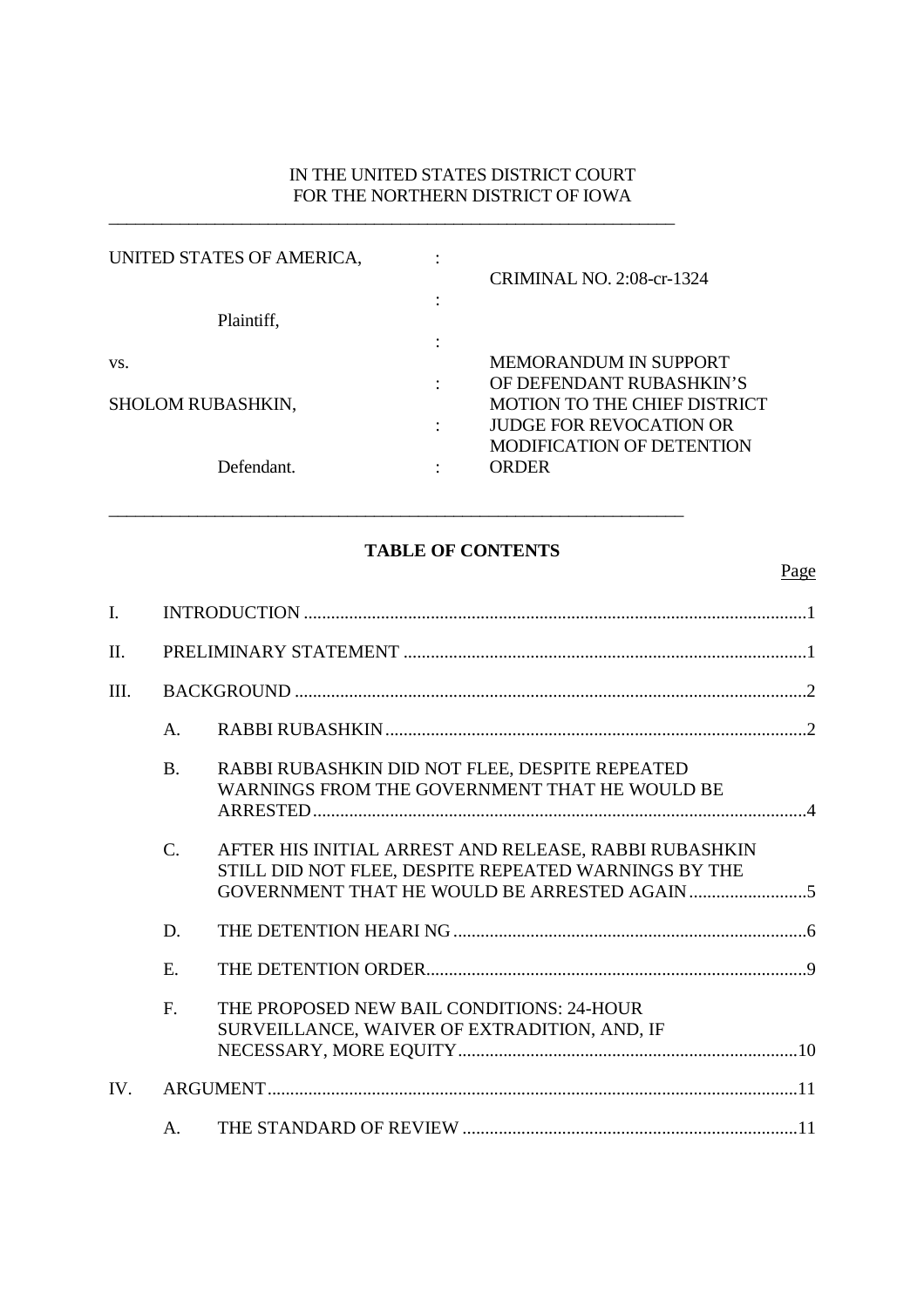IN THE UNITED STATES DISTRICT COURT
FOR THE NORTHERN DISTRICT OF IOWA

| | | |
|---|---|---|
| UNITED STATES OF AMERICA, | : | CRIMINAL NO. 2:08-cr-1324 |
| Plaintiff, | : | |
| vs. | : | MEMORANDUM IN SUPPORT OF DEFENDANT RUBASHKIN'S MOTION TO THE CHIEF DISTRICT JUDGE FOR REVOCATION OR MODIFICATION OF DETENTION ORDER |
| SHOLOM RUBASHKIN, | : | |
| Defendant. | : | |

**TABLE OF CONTENTS**

Page

I. INTRODUCTION ....................................................................................................1

II. PRELIMINARY STATEMENT ...............................................................................1

III. BACKGROUND ......................................................................................................2

A. RABBI RUBASHKIN ........................................................................................2

B. RABBI RUBASHKIN DID NOT FLEE, DESPITE REPEATED WARNINGS FROM THE GOVERNMENT THAT HE WOULD BE ARRESTED ..........................................................................................4

C. AFTER HIS INITIAL ARREST AND RELEASE, RABBI RUBASHKIN STILL DID NOT FLEE, DESPITE REPEATED WARNINGS BY THE GOVERNMENT THAT HE WOULD BE ARRESTED AGAIN ..........................5

D. THE DETENTION HEARI NG ..........................................................................6

E. THE DETENTION ORDER................................................................................9

F. THE PROPOSED NEW BAIL CONDITIONS: 24-HOUR SURVEILLANCE, WAIVER OF EXTRADITION, AND, IF NECESSARY, MORE EQUITY ..........................................................................10

IV. ARGUMENT..........................................................................................................11

A. THE STANDARD OF REVIEW ......................................................................11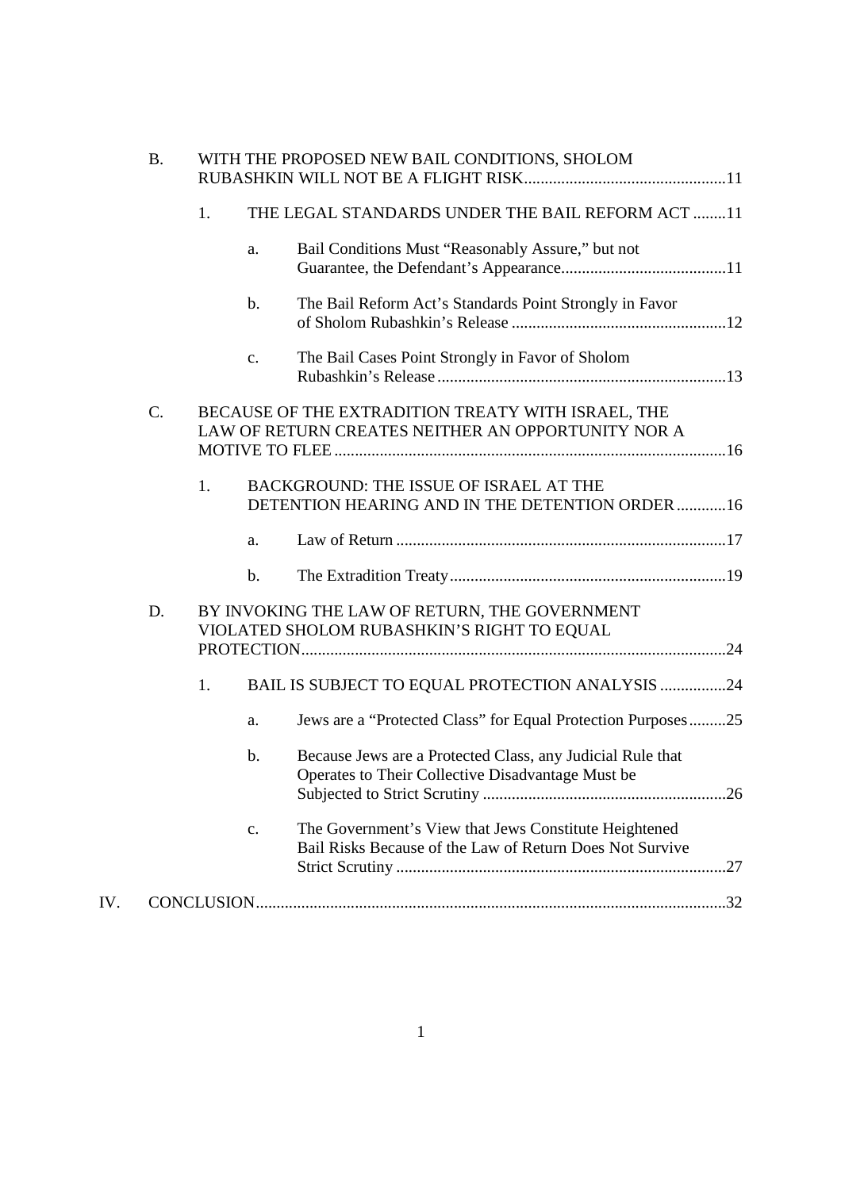- B. WITH THE PROPOSED NEW BAIL CONDITIONS, SHOLOM RUBASHKIN WILL NOT BE A FLIGHT RISK................................................11
  - 1. THE LEGAL STANDARDS UNDER THE BAIL REFORM ACT ........11
    - a. Bail Conditions Must “Reasonably Assure,” but not Guarantee, the Defendant’s Appearance........................................11
    - b. The Bail Reform Act’s Standards Point Strongly in Favor of Sholom Rubashkin’s Release ....................................................12
    - c. The Bail Cases Point Strongly in Favor of Sholom Rubashkin’s Release......................................................................13
- C. BECAUSE OF THE EXTRADITION TREATY WITH ISRAEL, THE LAW OF RETURN CREATES NEITHER AN OPPORTUNITY NOR A MOTIVE TO FLEE..............................................................................................16
  - 1. BACKGROUND: THE ISSUE OF ISRAEL AT THE DETENTION HEARING AND IN THE DETENTION ORDER............16
    - a. Law of Return ................................................................................17
    - b. The Extradition Treaty...................................................................19
- D. BY INVOKING THE LAW OF RETURN, THE GOVERNMENT VIOLATED SHOLOM RUBASHKIN’S RIGHT TO EQUAL PROTECTION.......................................................................................................24
  - 1. BAIL IS SUBJECT TO EQUAL PROTECTION ANALYSIS ................24
    - a. Jews are a “Protected Class” for Equal Protection Purposes.........25
    - b. Because Jews are a Protected Class, any Judicial Rule that Operates to Their Collective Disadvantage Must be Subjected to Strict Scrutiny ...........................................................26
    - c. The Government’s View that Jews Constitute Heightened Bail Risks Because of the Law of Return Does Not Survive Strict Scrutiny ................................................................................27

IV. CONCLUSION.................................................................................................................32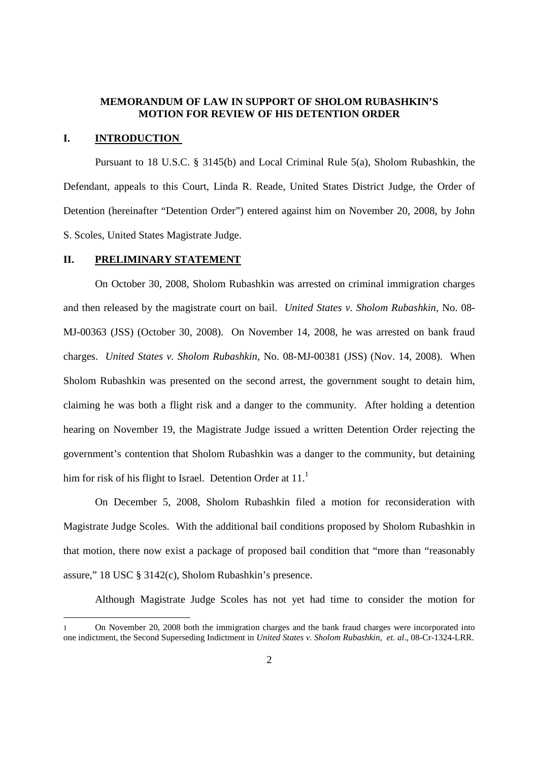**MEMORANDUM OF LAW IN SUPPORT OF SHOLOM RUBASHKIN'S MOTION FOR REVIEW OF HIS DETENTION ORDER**

## I. INTRODUCTION

Pursuant to 18 U.S.C. § 3145(b) and Local Criminal Rule 5(a), Sholom Rubashkin, the Defendant, appeals to this Court, Linda R. Reade, United States District Judge, the Order of Detention (hereinafter "Detention Order") entered against him on November 20, 2008, by John S. Scoles, United States Magistrate Judge.

## II. PRELIMINARY STATEMENT

On October 30, 2008, Sholom Rubashkin was arrested on criminal immigration charges and then released by the magistrate court on bail. *United States v. Sholom Rubashkin,* No. 08-MJ-00363 (JSS) (October 30, 2008). On November 14, 2008, he was arrested on bank fraud charges. *United States v. Sholom Rubashkin,* No. 08-MJ-00381 (JSS) (Nov. 14, 2008). When Sholom Rubashkin was presented on the second arrest, the government sought to detain him, claiming he was both a flight risk and a danger to the community. After holding a detention hearing on November 19, the Magistrate Judge issued a written Detention Order rejecting the government's contention that Sholom Rubashkin was a danger to the community, but detaining him for risk of his flight to Israel. Detention Order at 11.[1]

On December 5, 2008, Sholom Rubashkin filed a motion for reconsideration with Magistrate Judge Scoles. With the additional bail conditions proposed by Sholom Rubashkin in that motion, there now exist a package of proposed bail condition that "more than "reasonably assure," 18 USC § 3142(c), Sholom Rubashkin's presence.

Although Magistrate Judge Scoles has not yet had time to consider the motion for

---

1 On November 20, 2008 both the immigration charges and the bank fraud charges were incorporated into one indictment, the Second Superseding Indictment in *United States v. Sholom Rubashkin, et. al*., 08-Cr-1324-LRR.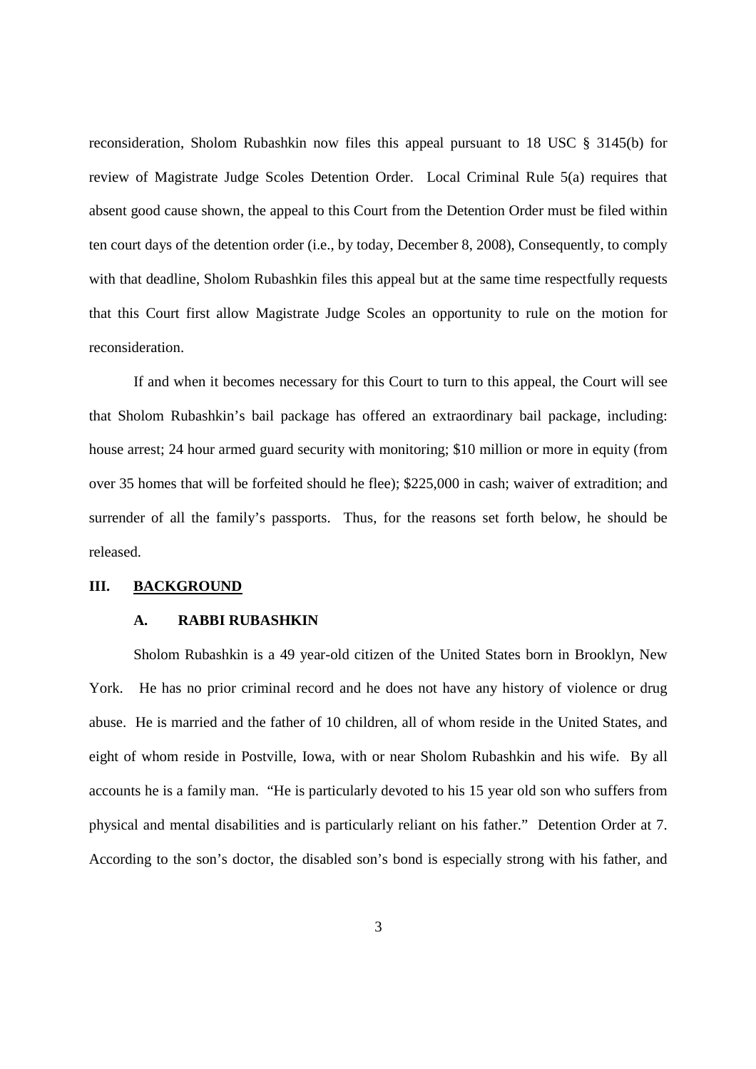reconsideration, Sholom Rubashkin now files this appeal pursuant to 18 USC § 3145(b) for review of Magistrate Judge Scoles Detention Order. Local Criminal Rule 5(a) requires that absent good cause shown, the appeal to this Court from the Detention Order must be filed within ten court days of the detention order (i.e., by today, December 8, 2008), Consequently, to comply with that deadline, Sholom Rubashkin files this appeal but at the same time respectfully requests that this Court first allow Magistrate Judge Scoles an opportunity to rule on the motion for reconsideration.

If and when it becomes necessary for this Court to turn to this appeal, the Court will see that Sholom Rubashkin's bail package has offered an extraordinary bail package, including: house arrest; 24 hour armed guard security with monitoring; $10 million or more in equity (from over 35 homes that will be forfeited should he flee); $225,000 in cash; waiver of extradition; and surrender of all the family's passports. Thus, for the reasons set forth below, he should be released.

## III. <u>BACKGROUND</u>

### A. RABBI RUBASHKIN

Sholom Rubashkin is a 49 year-old citizen of the United States born in Brooklyn, New York. He has no prior criminal record and he does not have any history of violence or drug abuse. He is married and the father of 10 children, all of whom reside in the United States, and eight of whom reside in Postville, Iowa, with or near Sholom Rubashkin and his wife. By all accounts he is a family man. "He is particularly devoted to his 15 year old son who suffers from physical and mental disabilities and is particularly reliant on his father." Detention Order at 7. According to the son's doctor, the disabled son's bond is especially strong with his father, and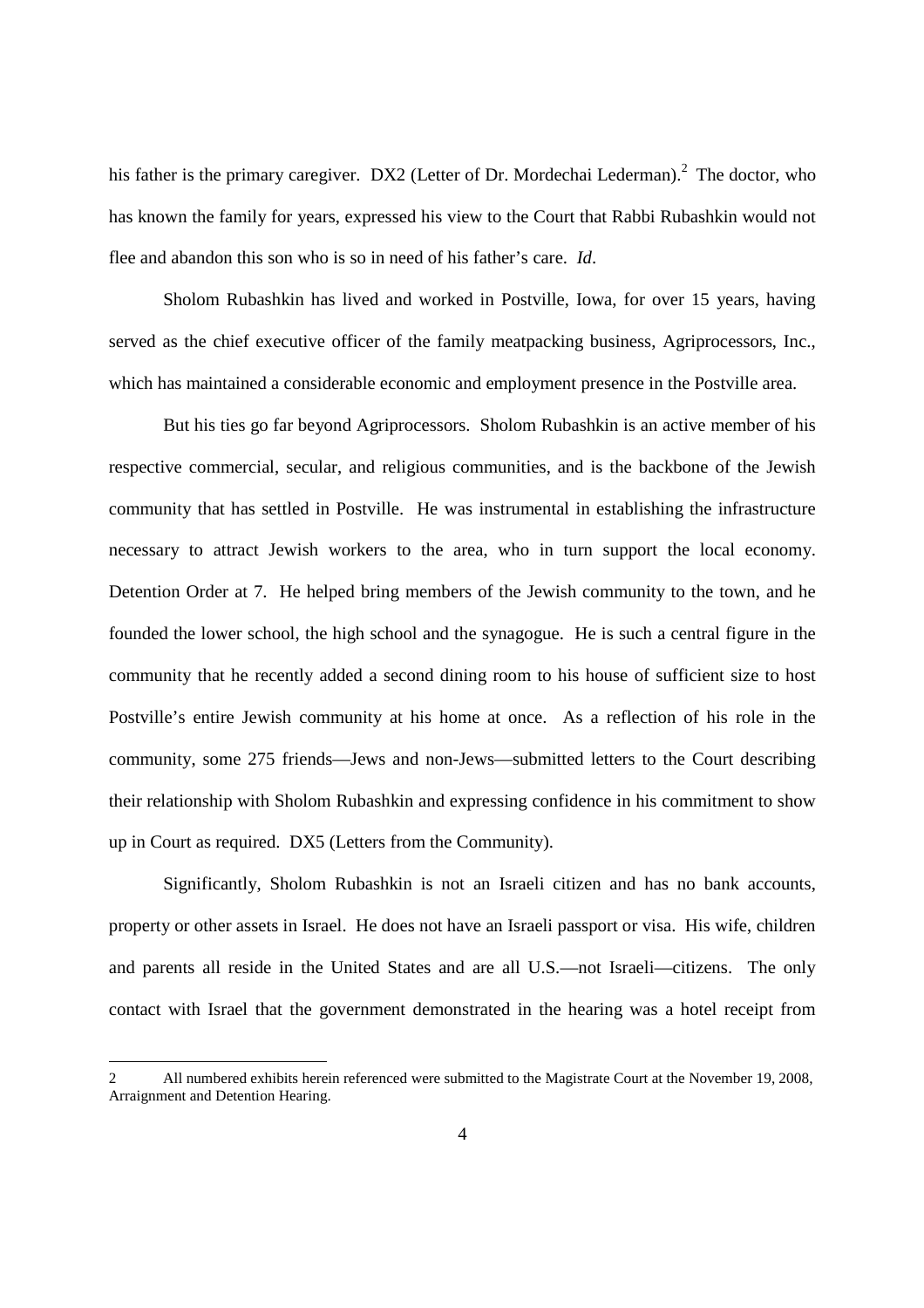his father is the primary caregiver. DX2 (Letter of Dr. Mordechai Lederman).[2] The doctor, who has known the family for years, expressed his view to the Court that Rabbi Rubashkin would not flee and abandon this son who is so in need of his father's care. *Id*.

Sholom Rubashkin has lived and worked in Postville, Iowa, for over 15 years, having served as the chief executive officer of the family meatpacking business, Agriprocessors, Inc., which has maintained a considerable economic and employment presence in the Postville area.

But his ties go far beyond Agriprocessors. Sholom Rubashkin is an active member of his respective commercial, secular, and religious communities, and is the backbone of the Jewish community that has settled in Postville. He was instrumental in establishing the infrastructure necessary to attract Jewish workers to the area, who in turn support the local economy. Detention Order at 7. He helped bring members of the Jewish community to the town, and he founded the lower school, the high school and the synagogue. He is such a central figure in the community that he recently added a second dining room to his house of sufficient size to host Postville's entire Jewish community at his home at once. As a reflection of his role in the community, some 275 friends—Jews and non-Jews—submitted letters to the Court describing their relationship with Sholom Rubashkin and expressing confidence in his commitment to show up in Court as required. DX5 (Letters from the Community).

Significantly, Sholom Rubashkin is not an Israeli citizen and has no bank accounts, property or other assets in Israel. He does not have an Israeli passport or visa. His wife, children and parents all reside in the United States and are all U.S.—not Israeli—citizens. The only contact with Israel that the government demonstrated in the hearing was a hotel receipt from

---

2 All numbered exhibits herein referenced were submitted to the Magistrate Court at the November 19, 2008, Arraignment and Detention Hearing.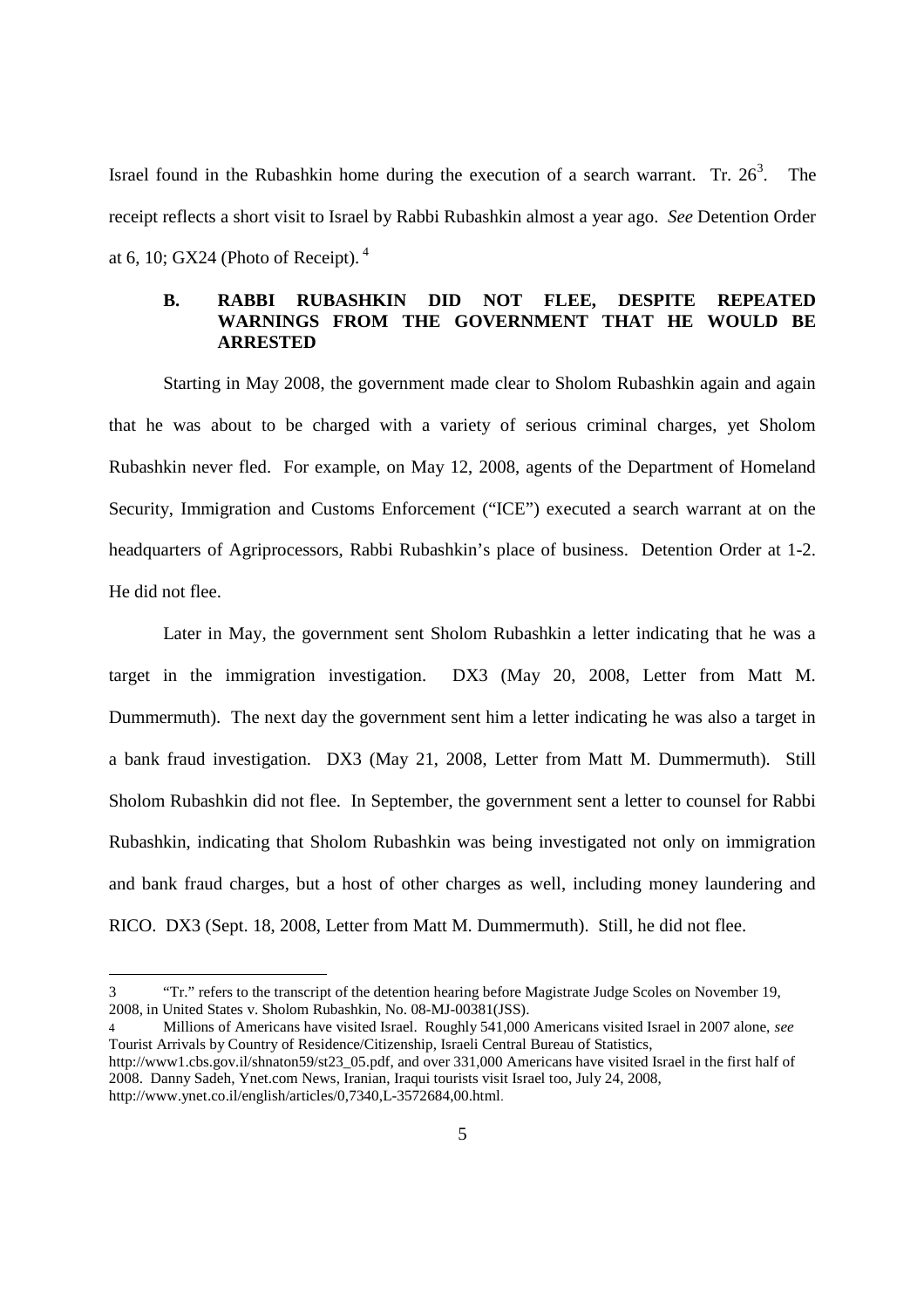Israel found in the Rubashkin home during the execution of a search warrant. Tr. 26[3]. The receipt reflects a short visit to Israel by Rabbi Rubashkin almost a year ago. *See* Detention Order at 6, 10; GX24 (Photo of Receipt).[4]

### B. RABBI RUBASHKIN DID NOT FLEE, DESPITE REPEATED WARNINGS FROM THE GOVERNMENT THAT HE WOULD BE ARRESTED

Starting in May 2008, the government made clear to Sholom Rubashkin again and again that he was about to be charged with a variety of serious criminal charges, yet Sholom Rubashkin never fled. For example, on May 12, 2008, agents of the Department of Homeland Security, Immigration and Customs Enforcement ("ICE") executed a search warrant at on the headquarters of Agriprocessors, Rabbi Rubashkin's place of business. Detention Order at 1-2. He did not flee.

Later in May, the government sent Sholom Rubashkin a letter indicating that he was a target in the immigration investigation. DX3 (May 20, 2008, Letter from Matt M. Dummermuth). The next day the government sent him a letter indicating he was also a target in a bank fraud investigation. DX3 (May 21, 2008, Letter from Matt M. Dummermuth). Still Sholom Rubashkin did not flee. In September, the government sent a letter to counsel for Rabbi Rubashkin, indicating that Sholom Rubashkin was being investigated not only on immigration and bank fraud charges, but a host of other charges as well, including money laundering and RICO. DX3 (Sept. 18, 2008, Letter from Matt M. Dummermuth). Still, he did not flee.

---

3 "Tr." refers to the transcript of the detention hearing before Magistrate Judge Scoles on November 19, 2008, in United States v. Sholom Rubashkin, No. 08-MJ-00381(JSS).

4 Millions of Americans have visited Israel. Roughly 541,000 Americans visited Israel in 2007 alone, *see* Tourist Arrivals by Country of Residence/Citizenship, Israeli Central Bureau of Statistics, http://www1.cbs.gov.il/shnaton59/st23_05.pdf, and over 331,000 Americans have visited Israel in the first half of 2008. Danny Sadeh, Ynet.com News, Iranian, Iraqui tourists visit Israel too, July 24, 2008, http://www.ynet.co.il/english/articles/0,7340,L-3572684,00.html.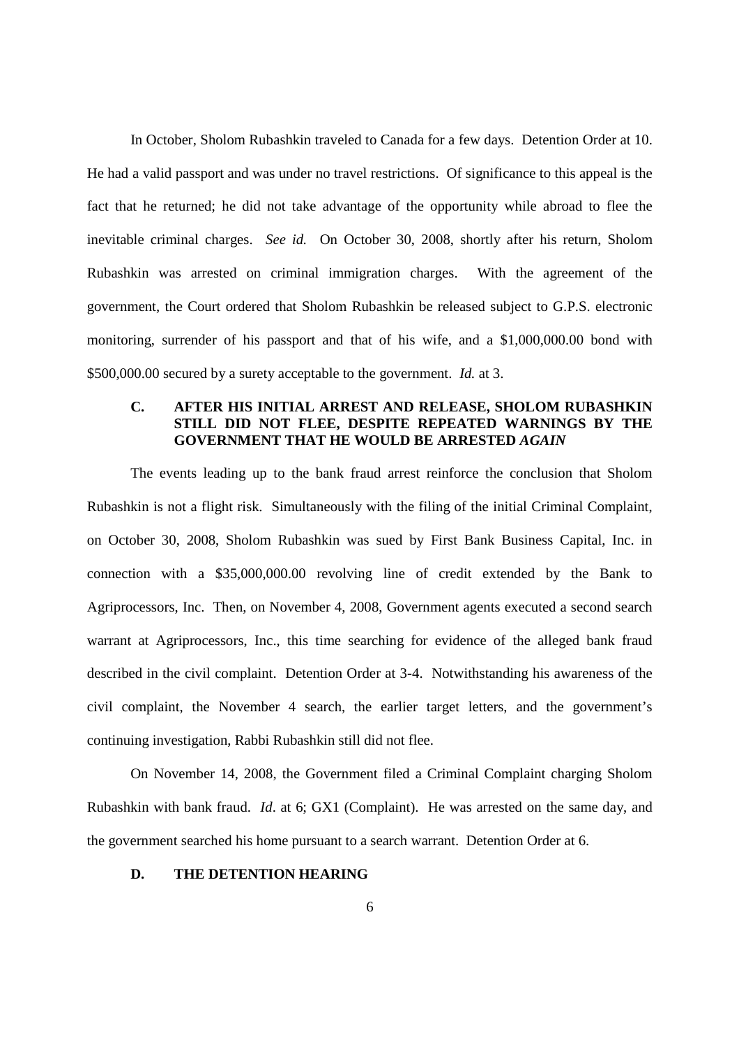In October, Sholom Rubashkin traveled to Canada for a few days. Detention Order at 10. He had a valid passport and was under no travel restrictions. Of significance to this appeal is the fact that he returned; he did not take advantage of the opportunity while abroad to flee the inevitable criminal charges. *See id.* On October 30, 2008, shortly after his return, Sholom Rubashkin was arrested on criminal immigration charges. With the agreement of the government, the Court ordered that Sholom Rubashkin be released subject to G.P.S. electronic monitoring, surrender of his passport and that of his wife, and a $1,000,000.00 bond with $500,000.00 secured by a surety acceptable to the government. *Id.* at 3.

### C. AFTER HIS INITIAL ARREST AND RELEASE, SHOLOM RUBASHKIN STILL DID NOT FLEE, DESPITE REPEATED WARNINGS BY THE GOVERNMENT THAT HE WOULD BE ARRESTED *AGAIN*

The events leading up to the bank fraud arrest reinforce the conclusion that Sholom Rubashkin is not a flight risk. Simultaneously with the filing of the initial Criminal Complaint, on October 30, 2008, Sholom Rubashkin was sued by First Bank Business Capital, Inc. in connection with a $35,000,000.00 revolving line of credit extended by the Bank to Agriprocessors, Inc. Then, on November 4, 2008, Government agents executed a second search warrant at Agriprocessors, Inc., this time searching for evidence of the alleged bank fraud described in the civil complaint. Detention Order at 3-4. Notwithstanding his awareness of the civil complaint, the November 4 search, the earlier target letters, and the government's continuing investigation, Rabbi Rubashkin still did not flee.

On November 14, 2008, the Government filed a Criminal Complaint charging Sholom Rubashkin with bank fraud. *Id*. at 6; GX1 (Complaint). He was arrested on the same day, and the government searched his home pursuant to a search warrant. Detention Order at 6.

### D. THE DETENTION HEARING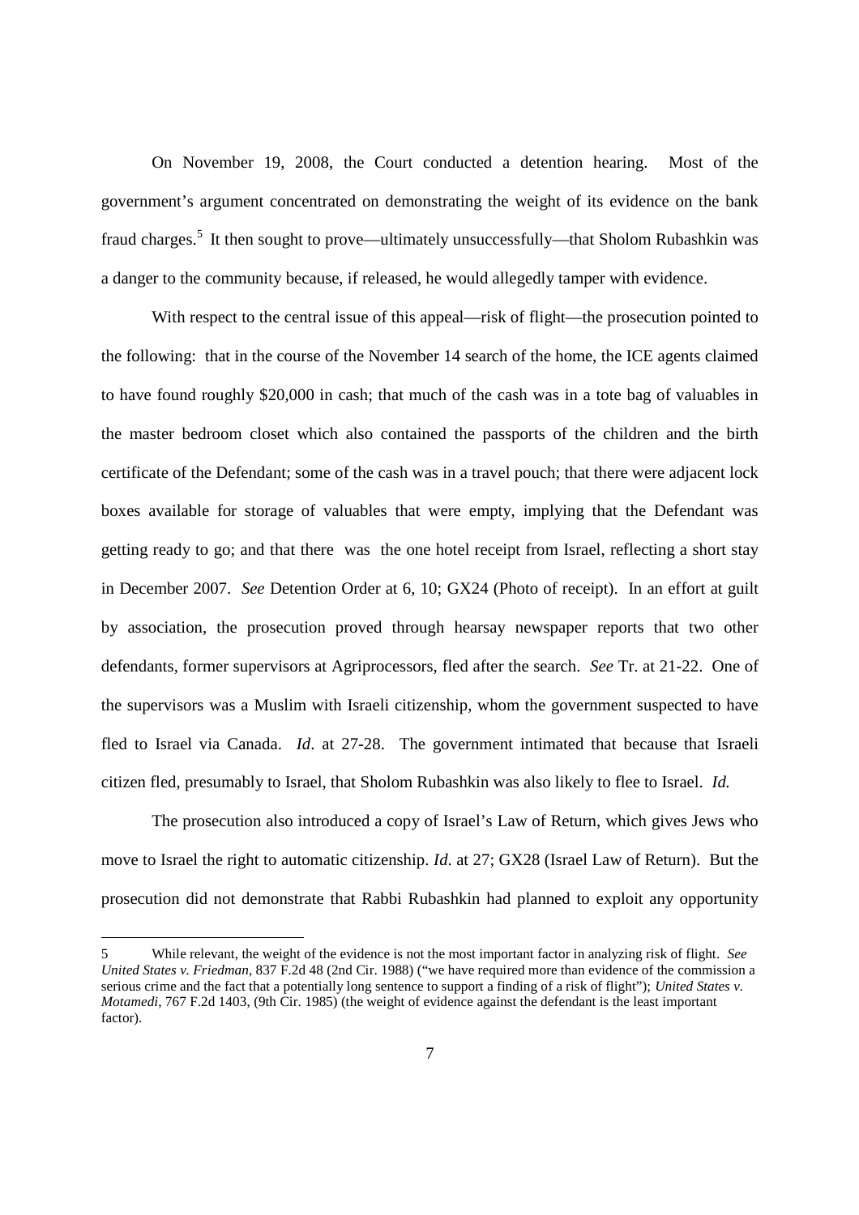On November 19, 2008, the Court conducted a detention hearing. Most of the government's argument concentrated on demonstrating the weight of its evidence on the bank fraud charges.[5] It then sought to prove—ultimately unsuccessfully—that Sholom Rubashkin was a danger to the community because, if released, he would allegedly tamper with evidence.

With respect to the central issue of this appeal—risk of flight—the prosecution pointed to the following: that in the course of the November 14 search of the home, the ICE agents claimed to have found roughly $20,000 in cash; that much of the cash was in a tote bag of valuables in the master bedroom closet which also contained the passports of the children and the birth certificate of the Defendant; some of the cash was in a travel pouch; that there were adjacent lock boxes available for storage of valuables that were empty, implying that the Defendant was getting ready to go; and that there was the one hotel receipt from Israel, reflecting a short stay in December 2007. *See* Detention Order at 6, 10; GX24 (Photo of receipt). In an effort at guilt by association, the prosecution proved through hearsay newspaper reports that two other defendants, former supervisors at Agriprocessors, fled after the search. *See* Tr. at 21-22. One of the supervisors was a Muslim with Israeli citizenship, whom the government suspected to have fled to Israel via Canada. *Id*. at 27-28. The government intimated that because that Israeli citizen fled, presumably to Israel, that Sholom Rubashkin was also likely to flee to Israel. *Id.*

The prosecution also introduced a copy of Israel's Law of Return, which gives Jews who move to Israel the right to automatic citizenship. *Id*. at 27; GX28 (Israel Law of Return). But the prosecution did not demonstrate that Rabbi Rubashkin had planned to exploit any opportunity

---

5 While relevant, the weight of the evidence is not the most important factor in analyzing risk of flight. *See United States v. Friedman*, 837 F.2d 48 (2nd Cir. 1988) ("we have required more than evidence of the commission a serious crime and the fact that a potentially long sentence to support a finding of a risk of flight"); *United States v. Motamedi*, 767 F.2d 1403, (9th Cir. 1985) (the weight of evidence against the defendant is the least important factor).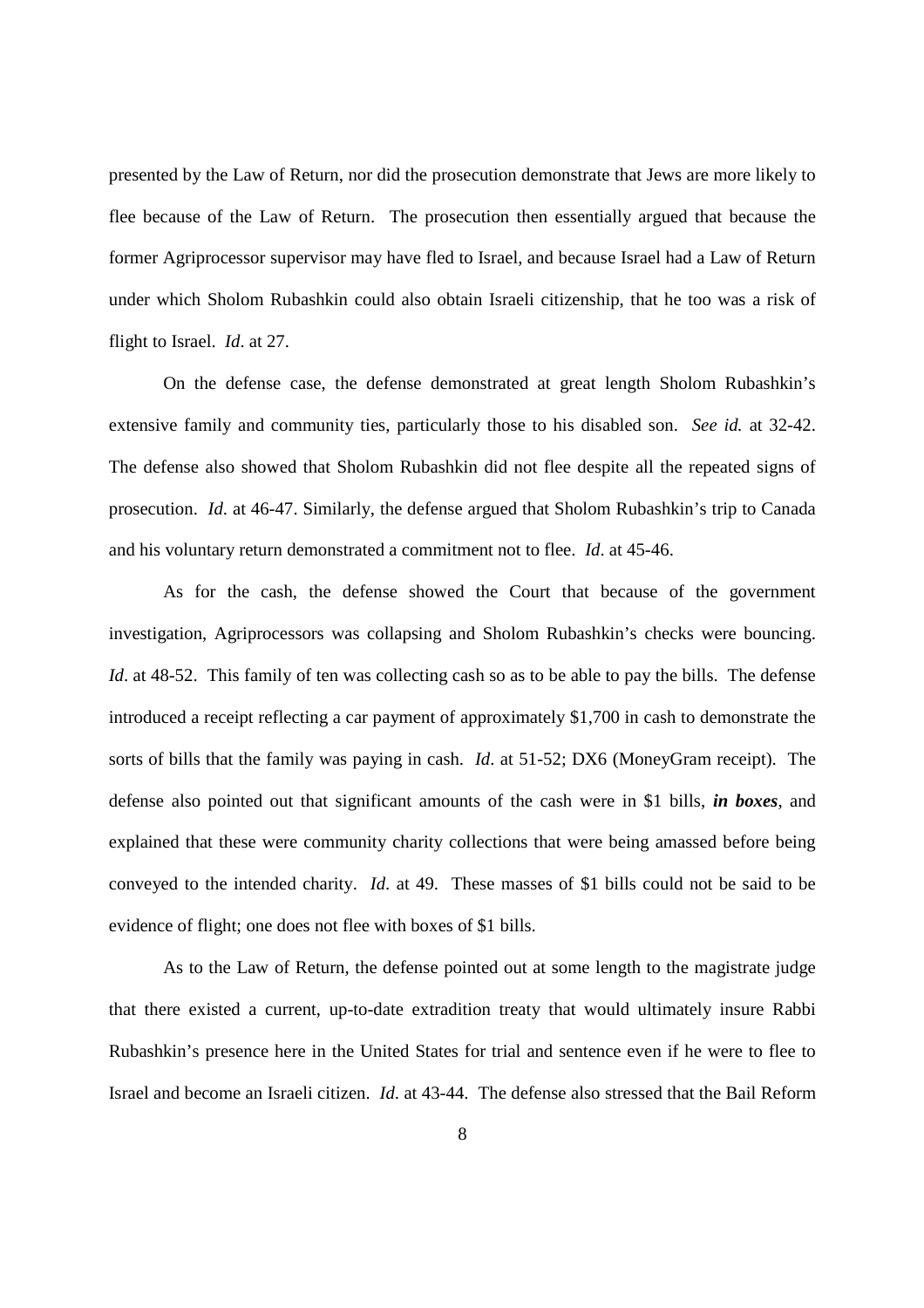presented by the Law of Return, nor did the prosecution demonstrate that Jews are more likely to flee because of the Law of Return. The prosecution then essentially argued that because the former Agriprocessor supervisor may have fled to Israel, and because Israel had a Law of Return under which Sholom Rubashkin could also obtain Israeli citizenship, that he too was a risk of flight to Israel. *Id*. at 27.

On the defense case, the defense demonstrated at great length Sholom Rubashkin's extensive family and community ties, particularly those to his disabled son. *See id.* at 32-42. The defense also showed that Sholom Rubashkin did not flee despite all the repeated signs of prosecution. *Id*. at 46-47. Similarly, the defense argued that Sholom Rubashkin's trip to Canada and his voluntary return demonstrated a commitment not to flee. *Id*. at 45-46.

As for the cash, the defense showed the Court that because of the government investigation, Agriprocessors was collapsing and Sholom Rubashkin's checks were bouncing. *Id*. at 48-52. This family of ten was collecting cash so as to be able to pay the bills. The defense introduced a receipt reflecting a car payment of approximately $1,700 in cash to demonstrate the sorts of bills that the family was paying in cash. *Id*. at 51-52; DX6 (MoneyGram receipt). The defense also pointed out that significant amounts of the cash were in $1 bills, ***in boxes***, and explained that these were community charity collections that were being amassed before being conveyed to the intended charity. *Id*. at 49. These masses of $1 bills could not be said to be evidence of flight; one does not flee with boxes of $1 bills.

As to the Law of Return, the defense pointed out at some length to the magistrate judge that there existed a current, up-to-date extradition treaty that would ultimately insure Rabbi Rubashkin's presence here in the United States for trial and sentence even if he were to flee to Israel and become an Israeli citizen. *Id*. at 43-44. The defense also stressed that the Bail Reform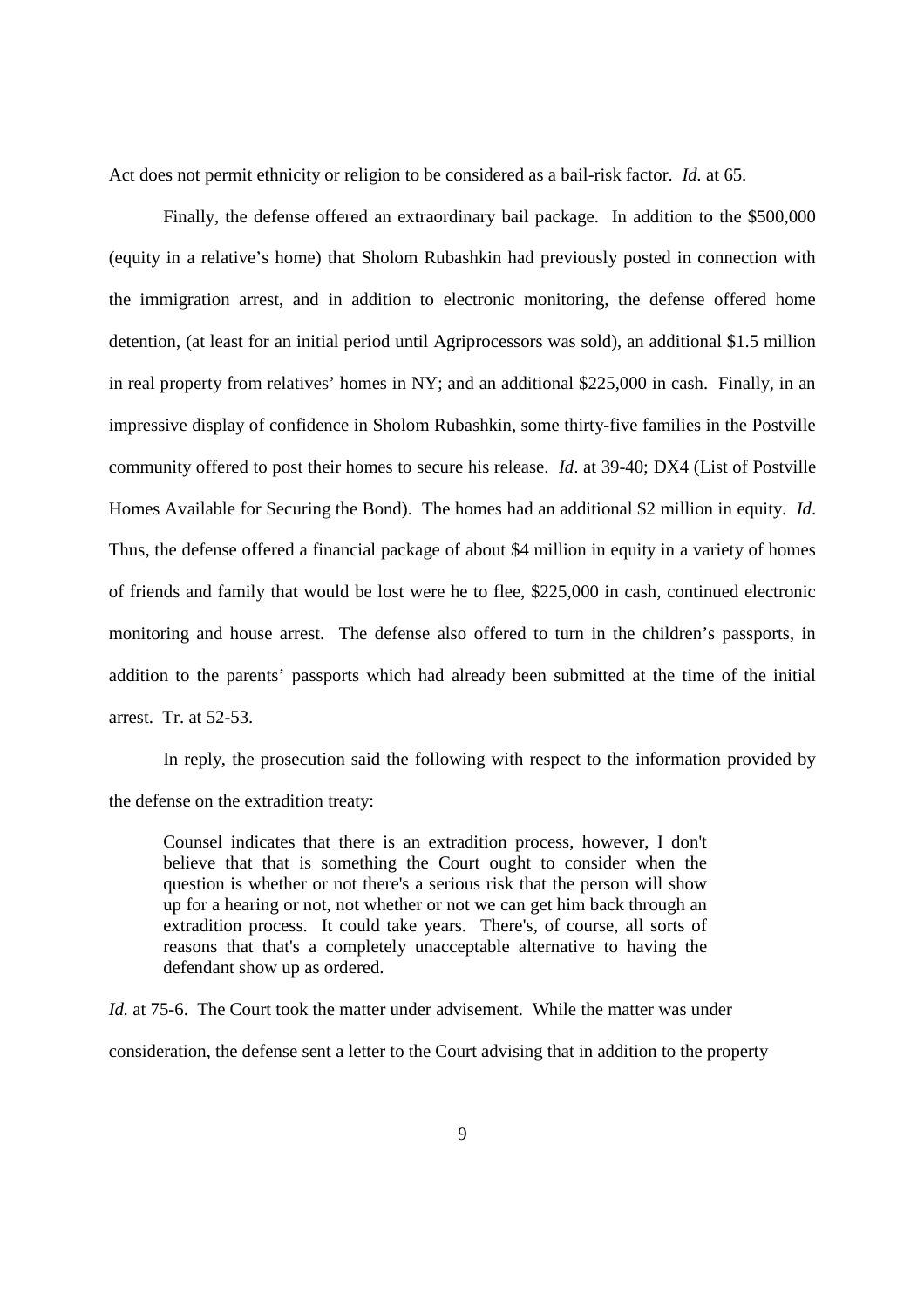Act does not permit ethnicity or religion to be considered as a bail-risk factor. *Id.* at 65.

Finally, the defense offered an extraordinary bail package. In addition to the $500,000 (equity in a relative's home) that Sholom Rubashkin had previously posted in connection with the immigration arrest, and in addition to electronic monitoring, the defense offered home detention, (at least for an initial period until Agriprocessors was sold), an additional $1.5 million in real property from relatives' homes in NY; and an additional $225,000 in cash. Finally, in an impressive display of confidence in Sholom Rubashkin, some thirty-five families in the Postville community offered to post their homes to secure his release. *Id*. at 39-40; DX4 (List of Postville Homes Available for Securing the Bond). The homes had an additional $2 million in equity. *Id*. Thus, the defense offered a financial package of about $4 million in equity in a variety of homes of friends and family that would be lost were he to flee, $225,000 in cash, continued electronic monitoring and house arrest. The defense also offered to turn in the children's passports, in addition to the parents' passports which had already been submitted at the time of the initial arrest. Tr. at 52-53.

In reply, the prosecution said the following with respect to the information provided by the defense on the extradition treaty:

> Counsel indicates that there is an extradition process, however, I don't believe that that is something the Court ought to consider when the question is whether or not there's a serious risk that the person will show up for a hearing or not, not whether or not we can get him back through an extradition process. It could take years. There's, of course, all sorts of reasons that that's a completely unacceptable alternative to having the defendant show up as ordered.

*Id.* at 75-6. The Court took the matter under advisement. While the matter was under consideration, the defense sent a letter to the Court advising that in addition to the property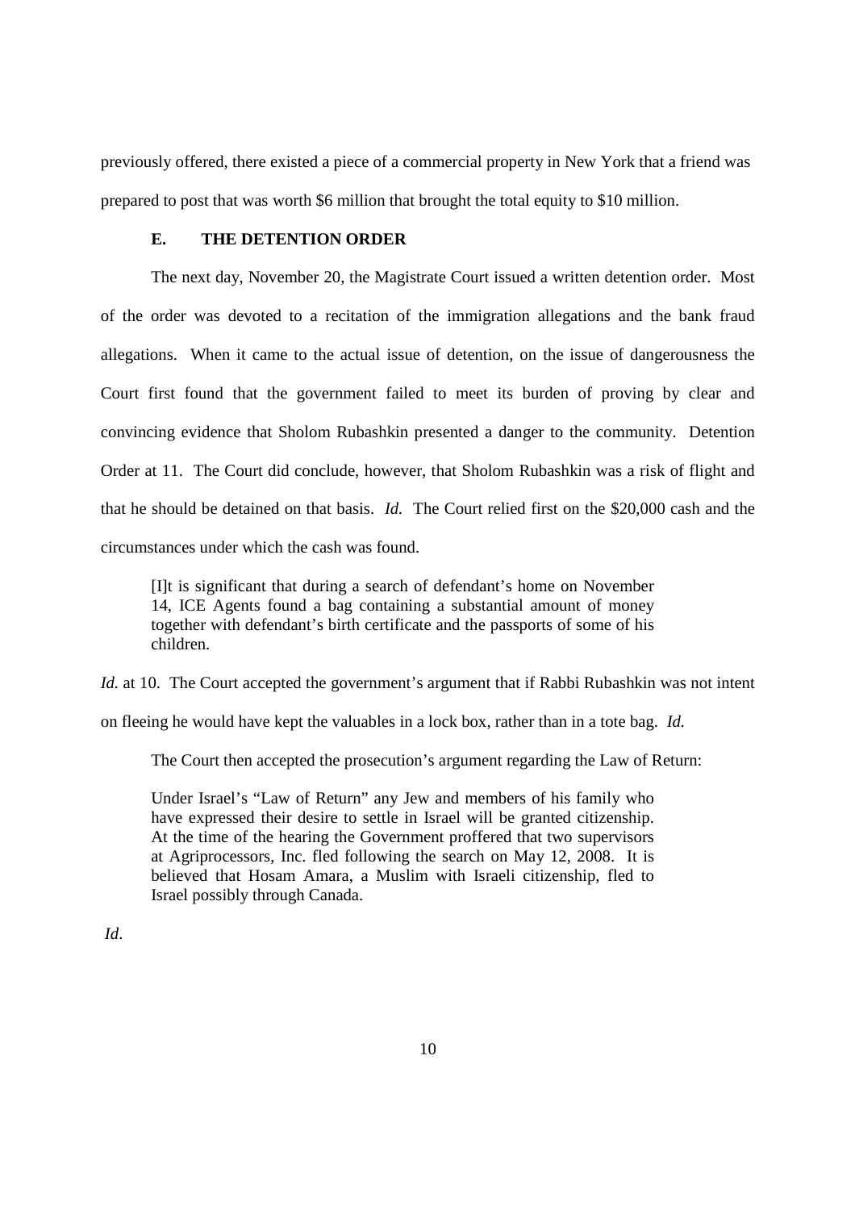previously offered, there existed a piece of a commercial property in New York that a friend was prepared to post that was worth $6 million that brought the total equity to $10 million.

### E. THE DETENTION ORDER

The next day, November 20, the Magistrate Court issued a written detention order. Most of the order was devoted to a recitation of the immigration allegations and the bank fraud allegations. When it came to the actual issue of detention, on the issue of dangerousness the Court first found that the government failed to meet its burden of proving by clear and convincing evidence that Sholom Rubashkin presented a danger to the community. Detention Order at 11. The Court did conclude, however, that Sholom Rubashkin was a risk of flight and that he should be detained on that basis. *Id.* The Court relied first on the $20,000 cash and the circumstances under which the cash was found.

> [I]t is significant that during a search of defendant's home on November 14, ICE Agents found a bag containing a substantial amount of money together with defendant's birth certificate and the passports of some of his children.

*Id.* at 10. The Court accepted the government's argument that if Rabbi Rubashkin was not intent on fleeing he would have kept the valuables in a lock box, rather than in a tote bag. *Id.*

The Court then accepted the prosecution's argument regarding the Law of Return:

> Under Israel's "Law of Return" any Jew and members of his family who have expressed their desire to settle in Israel will be granted citizenship. At the time of the hearing the Government proffered that two supervisors at Agriprocessors, Inc. fled following the search on May 12, 2008. It is believed that Hosam Amara, a Muslim with Israeli citizenship, fled to Israel possibly through Canada.

*Id*.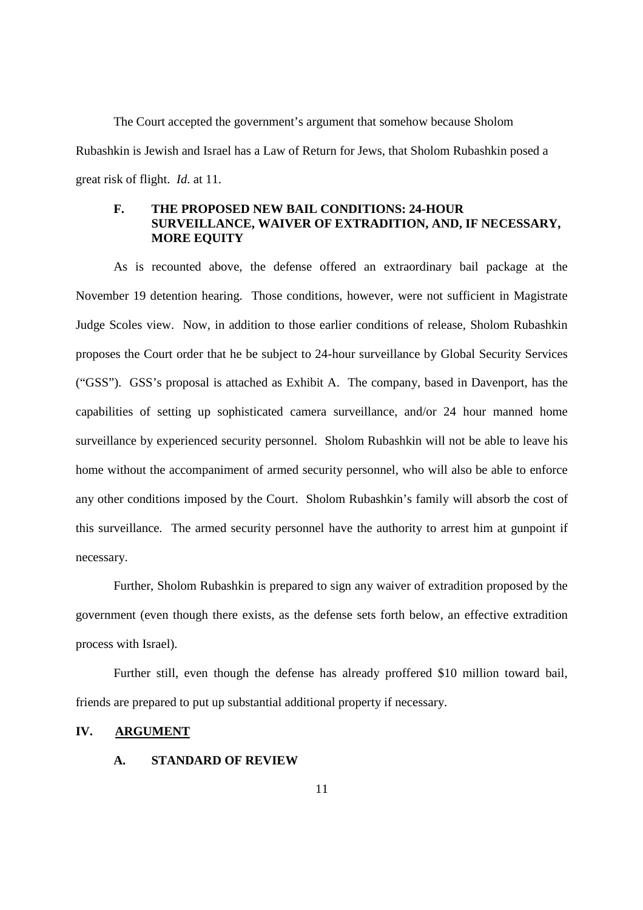The Court accepted the government's argument that somehow because Sholom Rubashkin is Jewish and Israel has a Law of Return for Jews, that Sholom Rubashkin posed a great risk of flight. *Id.* at 11.

### F. THE PROPOSED NEW BAIL CONDITIONS: 24-HOUR SURVEILLANCE, WAIVER OF EXTRADITION, AND, IF NECESSARY, MORE EQUITY

As is recounted above, the defense offered an extraordinary bail package at the November 19 detention hearing. Those conditions, however, were not sufficient in Magistrate Judge Scoles view. Now, in addition to those earlier conditions of release, Sholom Rubashkin proposes the Court order that he be subject to 24-hour surveillance by Global Security Services ("GSS"). GSS's proposal is attached as Exhibit A. The company, based in Davenport, has the capabilities of setting up sophisticated camera surveillance, and/or 24 hour manned home surveillance by experienced security personnel. Sholom Rubashkin will not be able to leave his home without the accompaniment of armed security personnel, who will also be able to enforce any other conditions imposed by the Court. Sholom Rubashkin's family will absorb the cost of this surveillance. The armed security personnel have the authority to arrest him at gunpoint if necessary.

Further, Sholom Rubashkin is prepared to sign any waiver of extradition proposed by the government (even though there exists, as the defense sets forth below, an effective extradition process with Israel).

Further still, even though the defense has already proffered $10 million toward bail, friends are prepared to put up substantial additional property if necessary.

## IV. ARGUMENT

### A. STANDARD OF REVIEW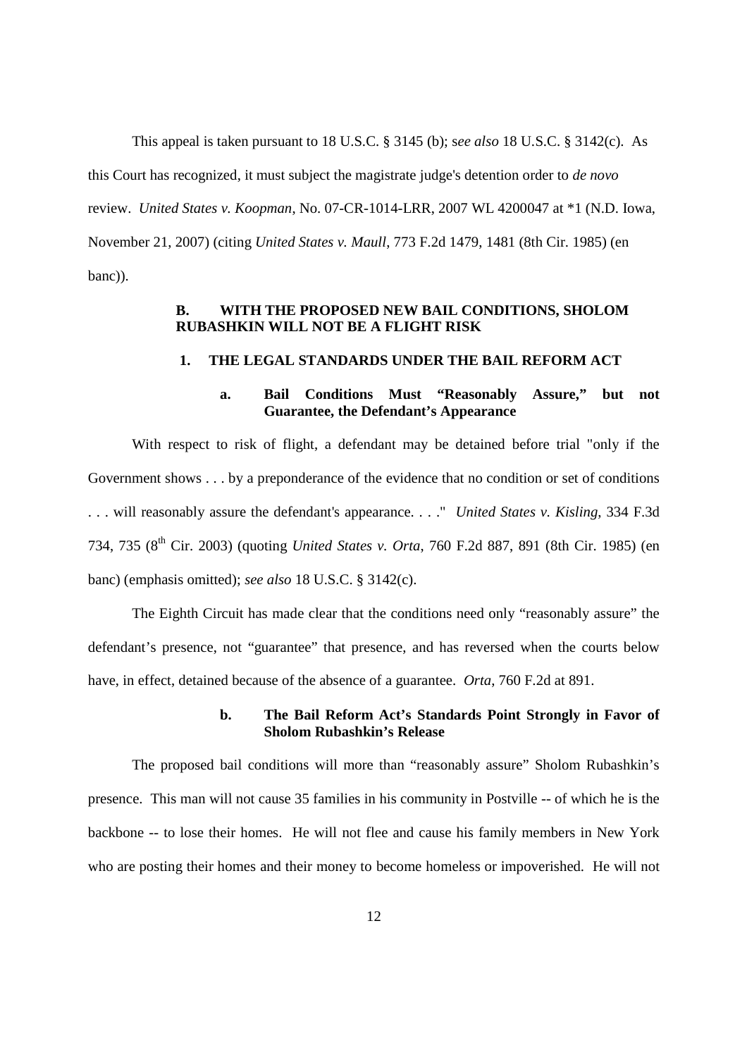This appeal is taken pursuant to 18 U.S.C. § 3145 (b); *see also* 18 U.S.C. § 3142(c). As this Court has recognized, it must subject the magistrate judge's detention order to *de novo* review. *United States v. Koopman*, No. 07-CR-1014-LRR, 2007 WL 4200047 at *1 (N.D. Iowa, November 21, 2007) (citing *United States v. Maull*, 773 F.2d 1479, 1481 (8th Cir. 1985) (en banc)).

### B. WITH THE PROPOSED NEW BAIL CONDITIONS, SHOLOM RUBASHKIN WILL NOT BE A FLIGHT RISK

#### 1. THE LEGAL STANDARDS UNDER THE BAIL REFORM ACT

##### a. Bail Conditions Must "Reasonably Assure," but not Guarantee, the Defendant's Appearance

With respect to risk of flight, a defendant may be detained before trial "only if the Government shows . . . by a preponderance of the evidence that no condition or set of conditions . . . will reasonably assure the defendant's appearance. . . ." *United States v. Kisling*, 334 F.3d 734, 735 (8th Cir. 2003) (quoting *United States v. Orta*, 760 F.2d 887, 891 (8th Cir. 1985) (en banc) (emphasis omitted); *see also* 18 U.S.C. § 3142(c).

The Eighth Circuit has made clear that the conditions need only "reasonably assure" the defendant's presence, not "guarantee" that presence, and has reversed when the courts below have, in effect, detained because of the absence of a guarantee. *Orta*, 760 F.2d at 891.

##### b. The Bail Reform Act's Standards Point Strongly in Favor of Sholom Rubashkin's Release

The proposed bail conditions will more than "reasonably assure" Sholom Rubashkin's presence. This man will not cause 35 families in his community in Postville -- of which he is the backbone -- to lose their homes. He will not flee and cause his family members in New York who are posting their homes and their money to become homeless or impoverished. He will not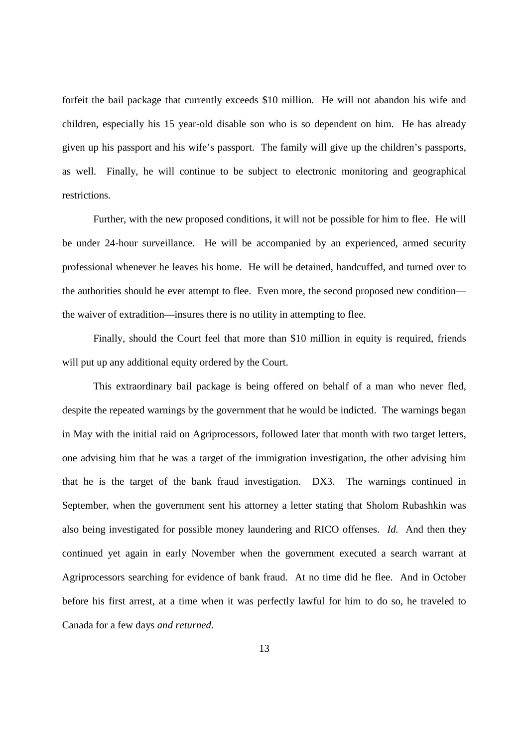forfeit the bail package that currently exceeds $10 million. He will not abandon his wife and children, especially his 15 year-old disable son who is so dependent on him. He has already given up his passport and his wife's passport. The family will give up the children's passports, as well. Finally, he will continue to be subject to electronic monitoring and geographical restrictions.

Further, with the new proposed conditions, it will not be possible for him to flee. He will be under 24-hour surveillance. He will be accompanied by an experienced, armed security professional whenever he leaves his home. He will be detained, handcuffed, and turned over to the authorities should he ever attempt to flee. Even more, the second proposed new condition—the waiver of extradition—insures there is no utility in attempting to flee.

Finally, should the Court feel that more than $10 million in equity is required, friends will put up any additional equity ordered by the Court.

This extraordinary bail package is being offered on behalf of a man who never fled, despite the repeated warnings by the government that he would be indicted. The warnings began in May with the initial raid on Agriprocessors, followed later that month with two target letters, one advising him that he was a target of the immigration investigation, the other advising him that he is the target of the bank fraud investigation. DX3. The warnings continued in September, when the government sent his attorney a letter stating that Sholom Rubashkin was also being investigated for possible money laundering and RICO offenses. *Id.* And then they continued yet again in early November when the government executed a search warrant at Agriprocessors searching for evidence of bank fraud. At no time did he flee. And in October before his first arrest, at a time when it was perfectly lawful for him to do so, he traveled to Canada for a few days *and returned.*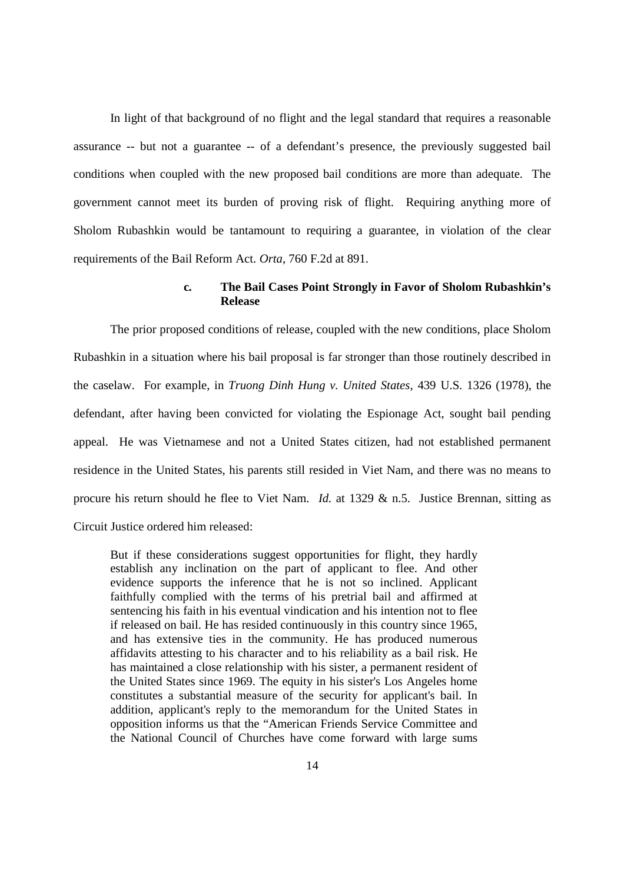In light of that background of no flight and the legal standard that requires a reasonable assurance -- but not a guarantee -- of a defendant's presence, the previously suggested bail conditions when coupled with the new proposed bail conditions are more than adequate. The government cannot meet its burden of proving risk of flight. Requiring anything more of Sholom Rubashkin would be tantamount to requiring a guarantee, in violation of the clear requirements of the Bail Reform Act. *Orta*, 760 F.2d at 891.

### c. The Bail Cases Point Strongly in Favor of Sholom Rubashkin's Release

The prior proposed conditions of release, coupled with the new conditions, place Sholom Rubashkin in a situation where his bail proposal is far stronger than those routinely described in the caselaw. For example, in *Truong Dinh Hung v. United States*, 439 U.S. 1326 (1978), the defendant, after having been convicted for violating the Espionage Act, sought bail pending appeal. He was Vietnamese and not a United States citizen, had not established permanent residence in the United States, his parents still resided in Viet Nam, and there was no means to procure his return should he flee to Viet Nam. *Id.* at 1329 & n.5. Justice Brennan, sitting as Circuit Justice ordered him released:

> But if these considerations suggest opportunities for flight, they hardly establish any inclination on the part of applicant to flee. And other evidence supports the inference that he is not so inclined. Applicant faithfully complied with the terms of his pretrial bail and affirmed at sentencing his faith in his eventual vindication and his intention not to flee if released on bail. He has resided continuously in this country since 1965, and has extensive ties in the community. He has produced numerous affidavits attesting to his character and to his reliability as a bail risk. He has maintained a close relationship with his sister, a permanent resident of the United States since 1969. The equity in his sister's Los Angeles home constitutes a substantial measure of the security for applicant's bail. In addition, applicant's reply to the memorandum for the United States in opposition informs us that the "American Friends Service Committee and the National Council of Churches have come forward with large sums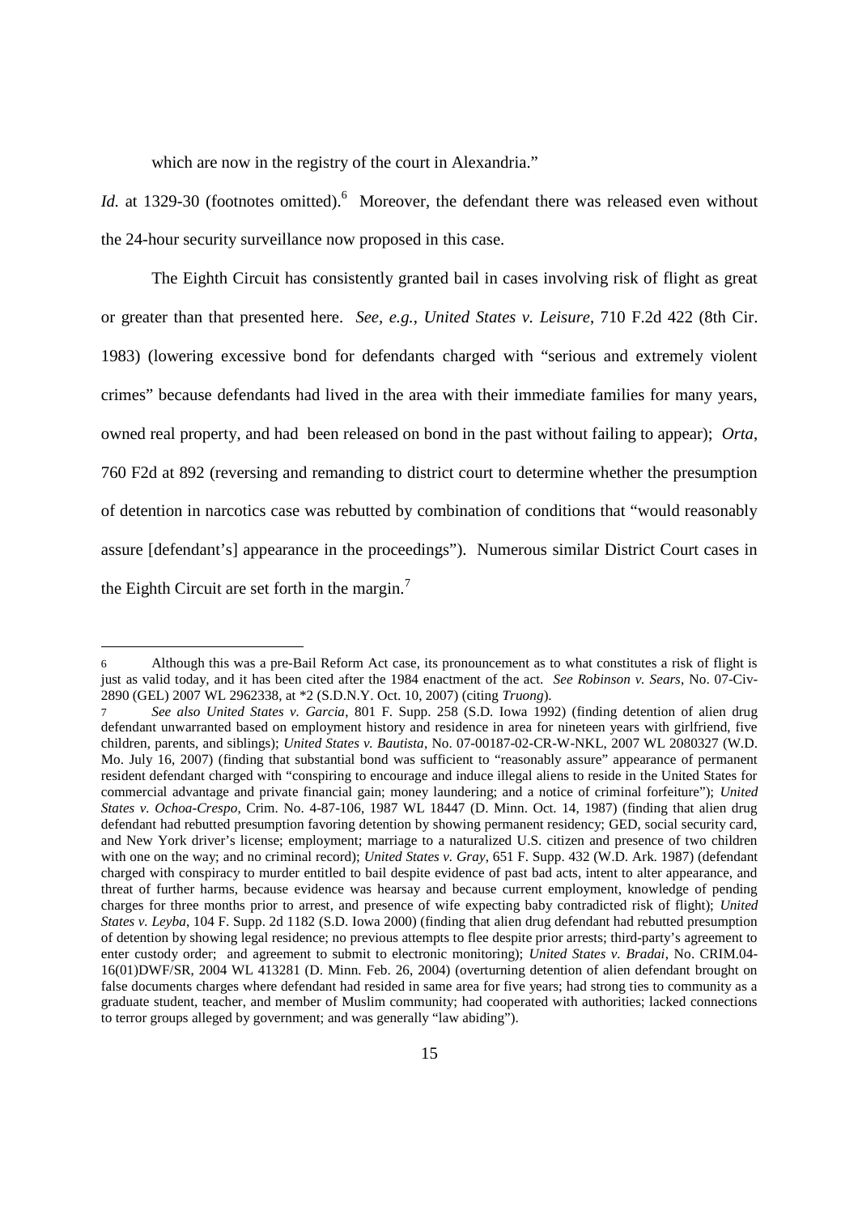which are now in the registry of the court in Alexandria."

*Id.* at 1329-30 (footnotes omitted).[6] Moreover, the defendant there was released even without the 24-hour security surveillance now proposed in this case.

The Eighth Circuit has consistently granted bail in cases involving risk of flight as great or greater than that presented here. *See, e.g.*, *United States v. Leisure*, 710 F.2d 422 (8th Cir. 1983) (lowering excessive bond for defendants charged with "serious and extremely violent crimes" because defendants had lived in the area with their immediate families for many years, owned real property, and had been released on bond in the past without failing to appear); *Orta*, 760 F2d at 892 (reversing and remanding to district court to determine whether the presumption of detention in narcotics case was rebutted by combination of conditions that "would reasonably assure [defendant's] appearance in the proceedings"). Numerous similar District Court cases in the Eighth Circuit are set forth in the margin.[7]

---

[6] Although this was a pre-Bail Reform Act case, its pronouncement as to what constitutes a risk of flight is just as valid today, and it has been cited after the 1984 enactment of the act. *See Robinson v. Sears*, No. 07-Civ-2890 (GEL) 2007 WL 2962338, at *2 (S.D.N.Y. Oct. 10, 2007) (citing *Truong*).

[7] *See also United States v. Garcia*, 801 F. Supp. 258 (S.D. Iowa 1992) (finding detention of alien drug defendant unwarranted based on employment history and residence in area for nineteen years with girlfriend, five children, parents, and siblings); *United States v. Bautista*, No. 07-00187-02-CR-W-NKL, 2007 WL 2080327 (W.D. Mo. July 16, 2007) (finding that substantial bond was sufficient to "reasonably assure" appearance of permanent resident defendant charged with "conspiring to encourage and induce illegal aliens to reside in the United States for commercial advantage and private financial gain; money laundering; and a notice of criminal forfeiture"); *United States v. Ochoa-Crespo*, Crim. No. 4-87-106, 1987 WL 18447 (D. Minn. Oct. 14, 1987) (finding that alien drug defendant had rebutted presumption favoring detention by showing permanent residency; GED, social security card, and New York driver's license; employment; marriage to a naturalized U.S. citizen and presence of two children with one on the way; and no criminal record); *United States v. Gray*, 651 F. Supp. 432 (W.D. Ark. 1987) (defendant charged with conspiracy to murder entitled to bail despite evidence of past bad acts, intent to alter appearance, and threat of further harms, because evidence was hearsay and because current employment, knowledge of pending charges for three months prior to arrest, and presence of wife expecting baby contradicted risk of flight); *United States v. Leyba*, 104 F. Supp. 2d 1182 (S.D. Iowa 2000) (finding that alien drug defendant had rebutted presumption of detention by showing legal residence; no previous attempts to flee despite prior arrests; third-party's agreement to enter custody order; and agreement to submit to electronic monitoring); *United States v. Bradai*, No. CRIM.04-16(01)DWF/SR, 2004 WL 413281 (D. Minn. Feb. 26, 2004) (overturning detention of alien defendant brought on false documents charges where defendant had resided in same area for five years; had strong ties to community as a graduate student, teacher, and member of Muslim community; had cooperated with authorities; lacked connections to terror groups alleged by government; and was generally "law abiding").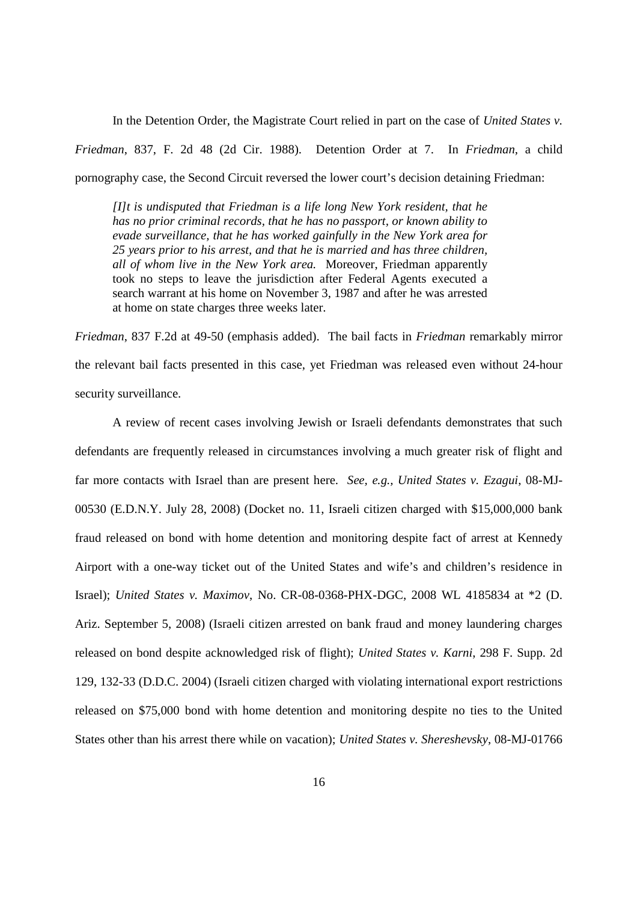In the Detention Order, the Magistrate Court relied in part on the case of *United States v. Friedman*, 837, F. 2d 48 (2d Cir. 1988). Detention Order at 7. In *Friedman*, a child pornography case, the Second Circuit reversed the lower court's decision detaining Friedman:

> *[I]t is undisputed that Friedman is a life long New York resident, that he has no prior criminal records, that he has no passport, or known ability to evade surveillance, that he has worked gainfully in the New York area for 25 years prior to his arrest, and that he is married and has three children, all of whom live in the New York area.* Moreover, Friedman apparently took no steps to leave the jurisdiction after Federal Agents executed a search warrant at his home on November 3, 1987 and after he was arrested at home on state charges three weeks later.

*Friedman*, 837 F.2d at 49-50 (emphasis added). The bail facts in *Friedman* remarkably mirror the relevant bail facts presented in this case, yet Friedman was released even without 24-hour security surveillance.

A review of recent cases involving Jewish or Israeli defendants demonstrates that such defendants are frequently released in circumstances involving a much greater risk of flight and far more contacts with Israel than are present here. *See, e.g., United States v. Ezagui*, 08-MJ-00530 (E.D.N.Y. July 28, 2008) (Docket no. 11, Israeli citizen charged with $15,000,000 bank fraud released on bond with home detention and monitoring despite fact of arrest at Kennedy Airport with a one-way ticket out of the United States and wife's and children's residence in Israel); *United States v. Maximov*, No. CR-08-0368-PHX-DGC, 2008 WL 4185834 at *2 (D. Ariz. September 5, 2008) (Israeli citizen arrested on bank fraud and money laundering charges released on bond despite acknowledged risk of flight); *United States v. Karni*, 298 F. Supp. 2d 129, 132-33 (D.D.C. 2004) (Israeli citizen charged with violating international export restrictions released on $75,000 bond with home detention and monitoring despite no ties to the United States other than his arrest there while on vacation); *United States v. Shereshevsky*, 08-MJ-01766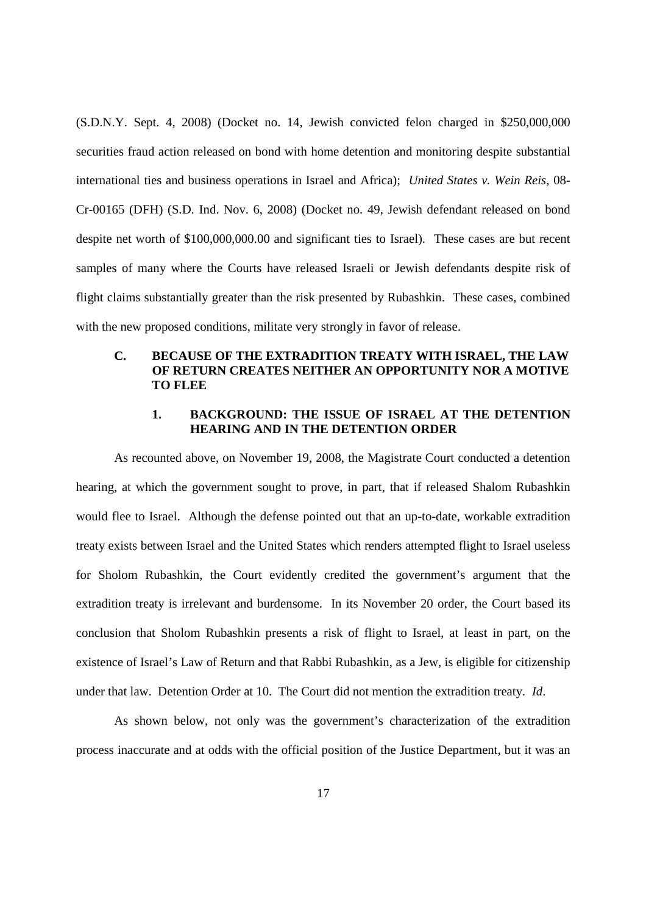(S.D.N.Y. Sept. 4, 2008) (Docket no. 14, Jewish convicted felon charged in $250,000,000 securities fraud action released on bond with home detention and monitoring despite substantial international ties and business operations in Israel and Africa); *United States v. Wein Reis*, 08-Cr-00165 (DFH) (S.D. Ind. Nov. 6, 2008) (Docket no. 49, Jewish defendant released on bond despite net worth of $100,000,000.00 and significant ties to Israel). These cases are but recent samples of many where the Courts have released Israeli or Jewish defendants despite risk of flight claims substantially greater than the risk presented by Rubashkin. These cases, combined with the new proposed conditions, militate very strongly in favor of release.

### C. BECAUSE OF THE EXTRADITION TREATY WITH ISRAEL, THE LAW OF RETURN CREATES NEITHER AN OPPORTUNITY NOR A MOTIVE TO FLEE

#### 1. BACKGROUND: THE ISSUE OF ISRAEL AT THE DETENTION HEARING AND IN THE DETENTION ORDER

As recounted above, on November 19, 2008, the Magistrate Court conducted a detention hearing, at which the government sought to prove, in part, that if released Shalom Rubashkin would flee to Israel. Although the defense pointed out that an up-to-date, workable extradition treaty exists between Israel and the United States which renders attempted flight to Israel useless for Sholom Rubashkin, the Court evidently credited the government's argument that the extradition treaty is irrelevant and burdensome. In its November 20 order, the Court based its conclusion that Sholom Rubashkin presents a risk of flight to Israel, at least in part, on the existence of Israel's Law of Return and that Rabbi Rubashkin, as a Jew, is eligible for citizenship under that law. Detention Order at 10. The Court did not mention the extradition treaty. *Id*.

As shown below, not only was the government's characterization of the extradition process inaccurate and at odds with the official position of the Justice Department, but it was an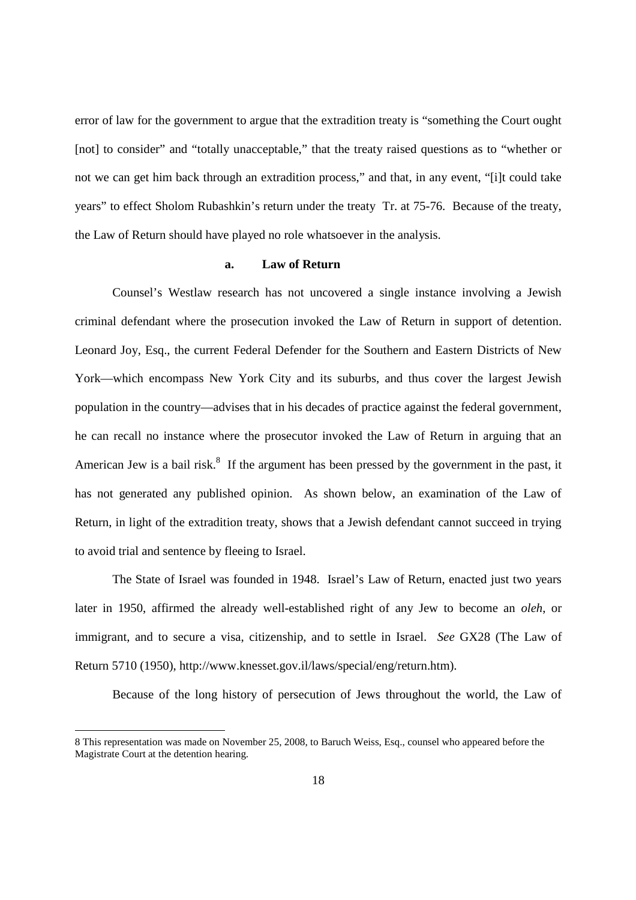error of law for the government to argue that the extradition treaty is "something the Court ought [not] to consider" and "totally unacceptable," that the treaty raised questions as to "whether or not we can get him back through an extradition process," and that, in any event, "[i]t could take years" to effect Sholom Rubashkin's return under the treaty Tr. at 75-76. Because of the treaty, the Law of Return should have played no role whatsoever in the analysis.

### a. Law of Return

Counsel's Westlaw research has not uncovered a single instance involving a Jewish criminal defendant where the prosecution invoked the Law of Return in support of detention. Leonard Joy, Esq., the current Federal Defender for the Southern and Eastern Districts of New York—which encompass New York City and its suburbs, and thus cover the largest Jewish population in the country—advises that in his decades of practice against the federal government, he can recall no instance where the prosecutor invoked the Law of Return in arguing that an American Jew is a bail risk.[8] If the argument has been pressed by the government in the past, it has not generated any published opinion. As shown below, an examination of the Law of Return, in light of the extradition treaty, shows that a Jewish defendant cannot succeed in trying to avoid trial and sentence by fleeing to Israel.

The State of Israel was founded in 1948. Israel's Law of Return, enacted just two years later in 1950, affirmed the already well-established right of any Jew to become an *oleh*, or immigrant, and to secure a visa, citizenship, and to settle in Israel. *See* GX28 (The Law of Return 5710 (1950), http://www.knesset.gov.il/laws/special/eng/return.htm).

Because of the long history of persecution of Jews throughout the world, the Law of

---

8 This representation was made on November 25, 2008, to Baruch Weiss, Esq., counsel who appeared before the Magistrate Court at the detention hearing.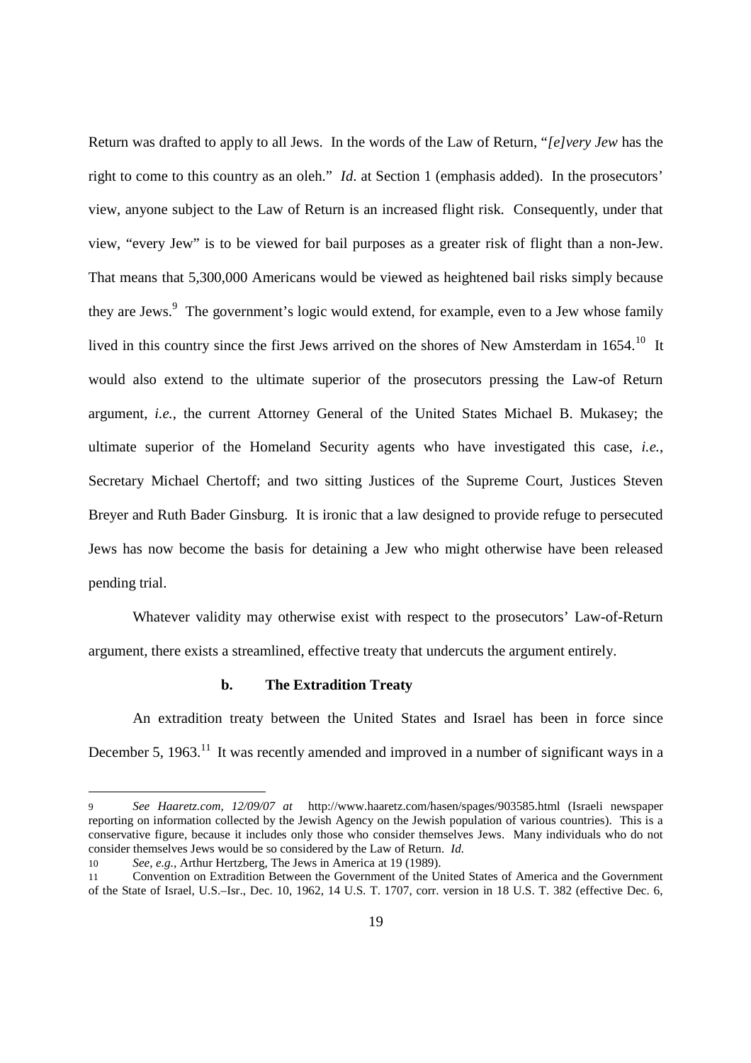Return was drafted to apply to all Jews. In the words of the Law of Return, "*[e]very Jew* has the right to come to this country as an oleh." *Id.* at Section 1 (emphasis added). In the prosecutors' view, anyone subject to the Law of Return is an increased flight risk. Consequently, under that view, "every Jew" is to be viewed for bail purposes as a greater risk of flight than a non-Jew. That means that 5,300,000 Americans would be viewed as heightened bail risks simply because they are Jews.[9] The government's logic would extend, for example, even to a Jew whose family lived in this country since the first Jews arrived on the shores of New Amsterdam in 1654.[10] It would also extend to the ultimate superior of the prosecutors pressing the Law-of Return argument, *i.e.*, the current Attorney General of the United States Michael B. Mukasey; the ultimate superior of the Homeland Security agents who have investigated this case, *i.e.*, Secretary Michael Chertoff; and two sitting Justices of the Supreme Court, Justices Steven Breyer and Ruth Bader Ginsburg. It is ironic that a law designed to provide refuge to persecuted Jews has now become the basis for detaining a Jew who might otherwise have been released pending trial.

Whatever validity may otherwise exist with respect to the prosecutors' Law-of-Return argument, there exists a streamlined, effective treaty that undercuts the argument entirely.

**b. The Extradition Treaty**

An extradition treaty between the United States and Israel has been in force since December 5, 1963.[11] It was recently amended and improved in a number of significant ways in a

---

9 *See Haaretz.com, 12/09/07 at* http://www.haaretz.com/hasen/spages/903585.html (Israeli newspaper reporting on information collected by the Jewish Agency on the Jewish population of various countries). This is a conservative figure, because it includes only those who consider themselves Jews. Many individuals who do not consider themselves Jews would be so considered by the Law of Return. *Id.*

10 *See, e.g.,* Arthur Hertzberg, The Jews in America at 19 (1989).

11 Convention on Extradition Between the Government of the United States of America and the Government of the State of Israel, U.S.–Isr., Dec. 10, 1962, 14 U.S. T. 1707, corr. version in 18 U.S. T. 382 (effective Dec. 6,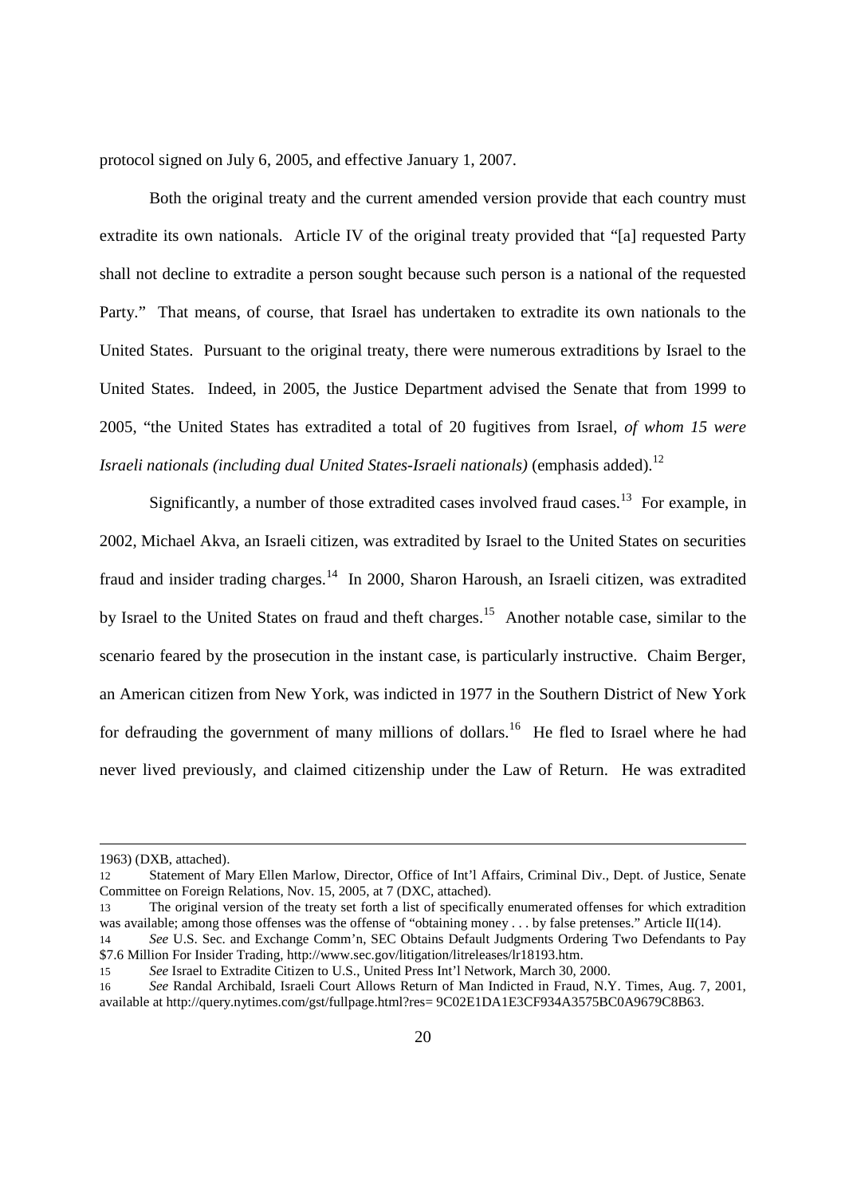protocol signed on July 6, 2005, and effective January 1, 2007.

Both the original treaty and the current amended version provide that each country must extradite its own nationals. Article IV of the original treaty provided that "[a] requested Party shall not decline to extradite a person sought because such person is a national of the requested Party." That means, of course, that Israel has undertaken to extradite its own nationals to the United States. Pursuant to the original treaty, there were numerous extraditions by Israel to the United States. Indeed, in 2005, the Justice Department advised the Senate that from 1999 to 2005, "the United States has extradited a total of 20 fugitives from Israel, *of whom 15 were Israeli nationals (including dual United States-Israeli nationals)* (emphasis added).[12]

Significantly, a number of those extradited cases involved fraud cases.[13] For example, in 2002, Michael Akva, an Israeli citizen, was extradited by Israel to the United States on securities fraud and insider trading charges.[14] In 2000, Sharon Haroush, an Israeli citizen, was extradited by Israel to the United States on fraud and theft charges.[15] Another notable case, similar to the scenario feared by the prosecution in the instant case, is particularly instructive. Chaim Berger, an American citizen from New York, was indicted in 1977 in the Southern District of New York for defrauding the government of many millions of dollars.[16] He fled to Israel where he had never lived previously, and claimed citizenship under the Law of Return. He was extradited

---

1963) (DXB, attached).

12 Statement of Mary Ellen Marlow, Director, Office of Int'l Affairs, Criminal Div., Dept. of Justice, Senate Committee on Foreign Relations, Nov. 15, 2005, at 7 (DXC, attached).

13 The original version of the treaty set forth a list of specifically enumerated offenses for which extradition was available; among those offenses was the offense of "obtaining money . . . by false pretenses." Article II(14).

14 *See* U.S. Sec. and Exchange Comm'n, SEC Obtains Default Judgments Ordering Two Defendants to Pay $7.6 Million For Insider Trading, http://www.sec.gov/litigation/litreleases/lr18193.htm.

15 *See* Israel to Extradite Citizen to U.S., United Press Int'l Network, March 30, 2000.

16 *See* Randal Archibald, Israeli Court Allows Return of Man Indicted in Fraud, N.Y. Times, Aug. 7, 2001, available at http://query.nytimes.com/gst/fullpage.html?res= 9C02E1DA1E3CF934A3575BC0A9679C8B63.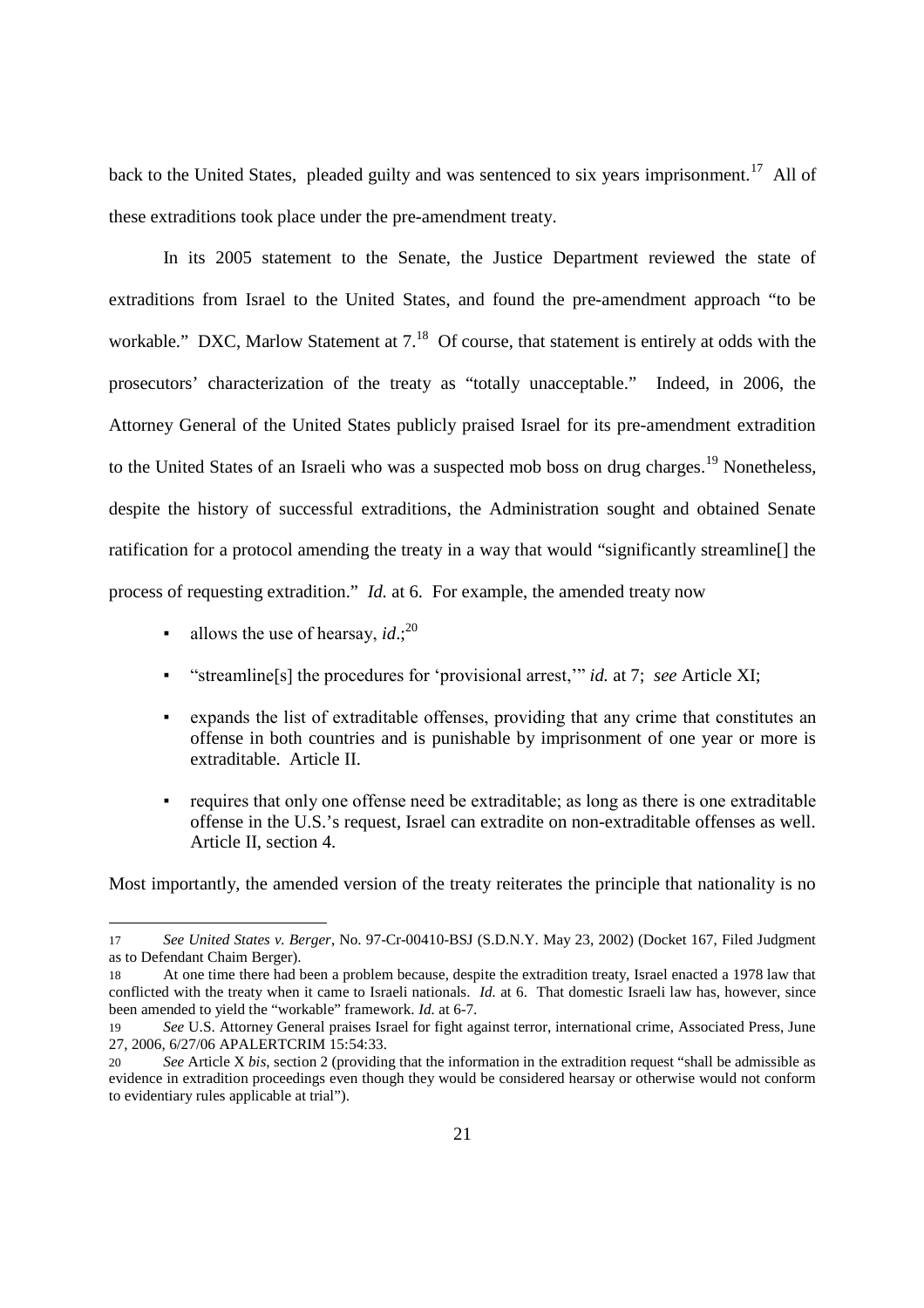back to the United States, pleaded guilty and was sentenced to six years imprisonment.[17] All of these extraditions took place under the pre-amendment treaty.

In its 2005 statement to the Senate, the Justice Department reviewed the state of extraditions from Israel to the United States, and found the pre-amendment approach "to be workable." DXC, Marlow Statement at 7.[18] Of course, that statement is entirely at odds with the prosecutors' characterization of the treaty as "totally unacceptable." Indeed, in 2006, the Attorney General of the United States publicly praised Israel for its pre-amendment extradition to the United States of an Israeli who was a suspected mob boss on drug charges.[19] Nonetheless, despite the history of successful extraditions, the Administration sought and obtained Senate ratification for a protocol amending the treaty in a way that would "significantly streamline[] the process of requesting extradition." *Id.* at 6. For example, the amended treaty now

- allows the use of hearsay, *id*.;[20]
- "streamline[s] the procedures for 'provisional arrest,'" *id.* at 7; *see* Article XI;
- expands the list of extraditable offenses, providing that any crime that constitutes an offense in both countries and is punishable by imprisonment of one year or more is extraditable. Article II.
- requires that only one offense need be extraditable; as long as there is one extraditable offense in the U.S.'s request, Israel can extradite on non-extraditable offenses as well. Article II, section 4.

Most importantly, the amended version of the treaty reiterates the principle that nationality is no

---

17 *See United States v. Berger*, No. 97-Cr-00410-BSJ (S.D.N.Y. May 23, 2002) (Docket 167, Filed Judgment as to Defendant Chaim Berger).

18 At one time there had been a problem because, despite the extradition treaty, Israel enacted a 1978 law that conflicted with the treaty when it came to Israeli nationals. *Id.* at 6. That domestic Israeli law has, however, since been amended to yield the "workable" framework. *Id.* at 6-7.

19 *See* U.S. Attorney General praises Israel for fight against terror, international crime, Associated Press, June 27, 2006, 6/27/06 APALERTCRIM 15:54:33.

20 *See* Article X *bis*, section 2 (providing that the information in the extradition request "shall be admissible as evidence in extradition proceedings even though they would be considered hearsay or otherwise would not conform to evidentiary rules applicable at trial").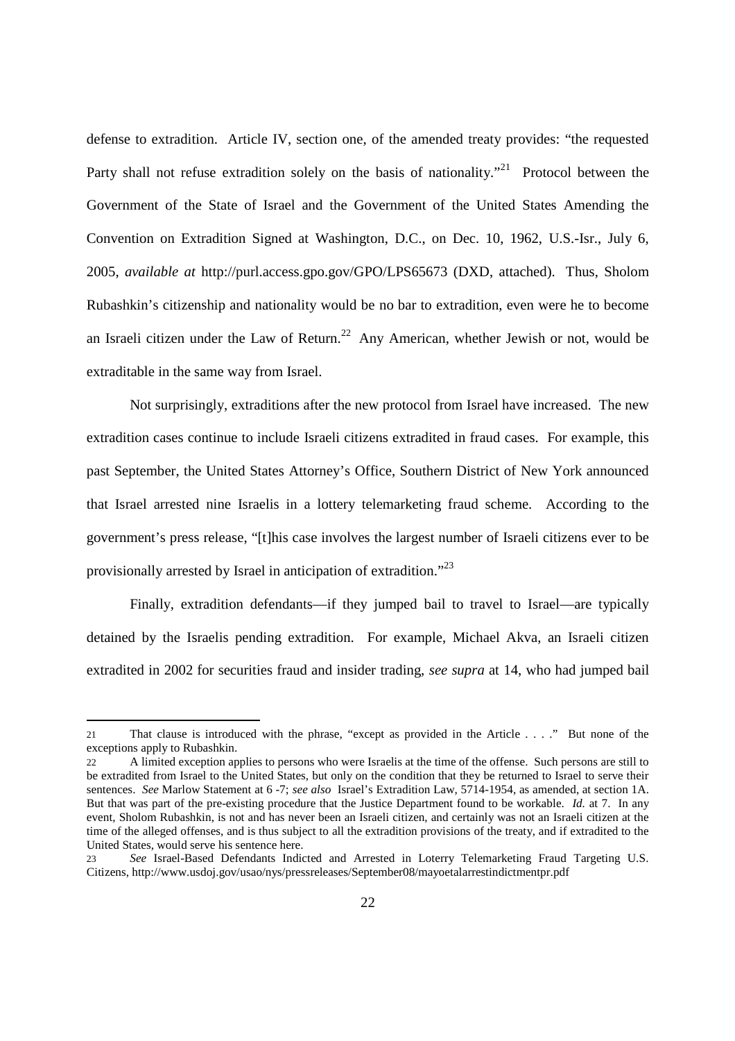defense to extradition. Article IV, section one, of the amended treaty provides: "the requested Party shall not refuse extradition solely on the basis of nationality."[21] Protocol between the Government of the State of Israel and the Government of the United States Amending the Convention on Extradition Signed at Washington, D.C., on Dec. 10, 1962, U.S.-Isr., July 6, 2005, *available at* http://purl.access.gpo.gov/GPO/LPS65673 (DXD, attached). Thus, Sholom Rubashkin's citizenship and nationality would be no bar to extradition, even were he to become an Israeli citizen under the Law of Return.[22] Any American, whether Jewish or not, would be extraditable in the same way from Israel.

Not surprisingly, extraditions after the new protocol from Israel have increased. The new extradition cases continue to include Israeli citizens extradited in fraud cases. For example, this past September, the United States Attorney's Office, Southern District of New York announced that Israel arrested nine Israelis in a lottery telemarketing fraud scheme. According to the government's press release, "[t]his case involves the largest number of Israeli citizens ever to be provisionally arrested by Israel in anticipation of extradition."[23]

Finally, extradition defendants—if they jumped bail to travel to Israel—are typically detained by the Israelis pending extradition. For example, Michael Akva, an Israeli citizen extradited in 2002 for securities fraud and insider trading, *see supra* at 14, who had jumped bail

---

21 That clause is introduced with the phrase, "except as provided in the Article . . . ." But none of the exceptions apply to Rubashkin.

22 A limited exception applies to persons who were Israelis at the time of the offense. Such persons are still to be extradited from Israel to the United States, but only on the condition that they be returned to Israel to serve their sentences. *See* Marlow Statement at 6 -7; *see also* Israel's Extradition Law, 5714-1954, as amended, at section 1A. But that was part of the pre-existing procedure that the Justice Department found to be workable. *Id.* at 7. In any event, Sholom Rubashkin, is not and has never been an Israeli citizen, and certainly was not an Israeli citizen at the time of the alleged offenses, and is thus subject to all the extradition provisions of the treaty, and if extradited to the United States, would serve his sentence here.

23 *See* Israel-Based Defendants Indicted and Arrested in Loterry Telemarketing Fraud Targeting U.S. Citizens, http://www.usdoj.gov/usao/nys/pressreleases/September08/mayoetalarrestindictmentpr.pdf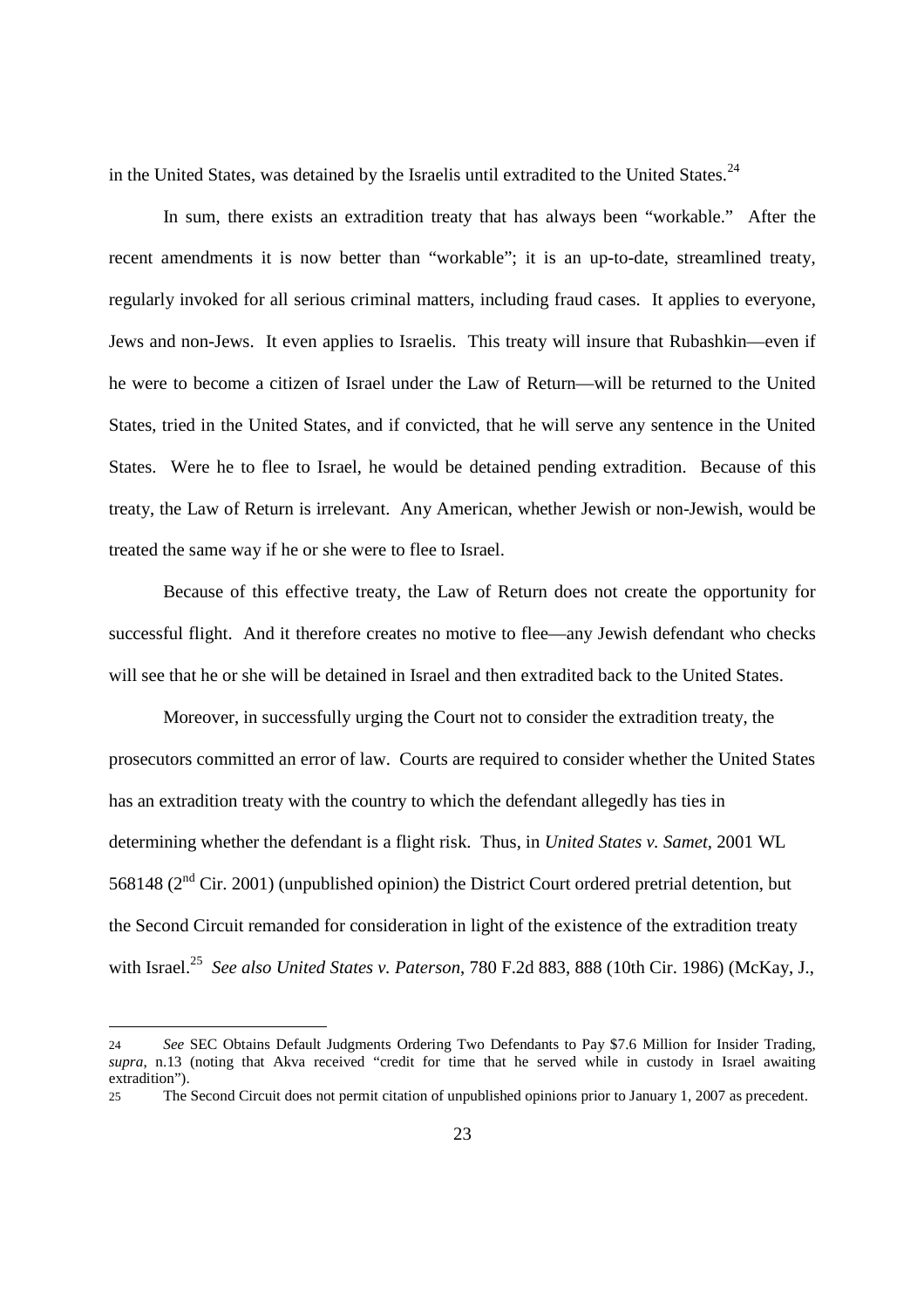in the United States, was detained by the Israelis until extradited to the United States.[24]

In sum, there exists an extradition treaty that has always been "workable." After the recent amendments it is now better than "workable"; it is an up-to-date, streamlined treaty, regularly invoked for all serious criminal matters, including fraud cases. It applies to everyone, Jews and non-Jews. It even applies to Israelis. This treaty will insure that Rubashkin—even if he were to become a citizen of Israel under the Law of Return—will be returned to the United States, tried in the United States, and if convicted, that he will serve any sentence in the United States. Were he to flee to Israel, he would be detained pending extradition. Because of this treaty, the Law of Return is irrelevant. Any American, whether Jewish or non-Jewish, would be treated the same way if he or she were to flee to Israel.

Because of this effective treaty, the Law of Return does not create the opportunity for successful flight. And it therefore creates no motive to flee—any Jewish defendant who checks will see that he or she will be detained in Israel and then extradited back to the United States.

Moreover, in successfully urging the Court not to consider the extradition treaty, the prosecutors committed an error of law. Courts are required to consider whether the United States has an extradition treaty with the country to which the defendant allegedly has ties in determining whether the defendant is a flight risk. Thus, in *United States v. Samet*, 2001 WL 568148 (2nd Cir. 2001) (unpublished opinion) the District Court ordered pretrial detention, but the Second Circuit remanded for consideration in light of the existence of the extradition treaty with Israel.[25] *See also United States v. Paterson*, 780 F.2d 883, 888 (10th Cir. 1986) (McKay, J.,

---

24 *See* SEC Obtains Default Judgments Ordering Two Defendants to Pay $7.6 Million for Insider Trading, *supra*, n.13 (noting that Akva received "credit for time that he served while in custody in Israel awaiting extradition").

25 The Second Circuit does not permit citation of unpublished opinions prior to January 1, 2007 as precedent.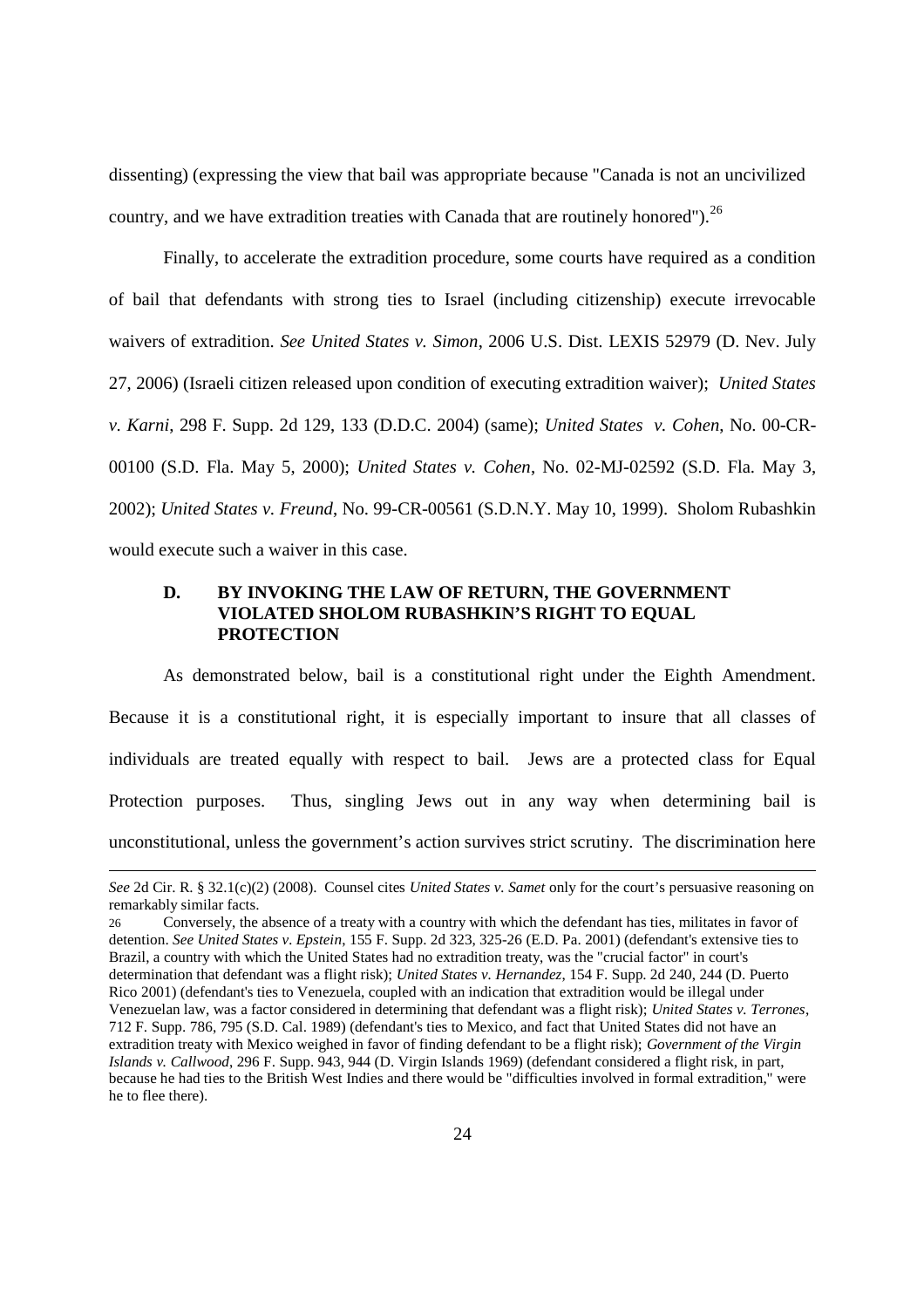dissenting) (expressing the view that bail was appropriate because "Canada is not an uncivilized country, and we have extradition treaties with Canada that are routinely honored").[26]

Finally, to accelerate the extradition procedure, some courts have required as a condition of bail that defendants with strong ties to Israel (including citizenship) execute irrevocable waivers of extradition. *See United States v. Simon*, 2006 U.S. Dist. LEXIS 52979 (D. Nev. July 27, 2006) (Israeli citizen released upon condition of executing extradition waiver); *United States v. Karni*, 298 F. Supp. 2d 129, 133 (D.D.C. 2004) (same); *United States v. Cohen*, No. 00-CR-00100 (S.D. Fla. May 5, 2000); *United States v. Cohen*, No. 02-MJ-02592 (S.D. Fla. May 3, 2002); *United States v. Freund*, No. 99-CR-00561 (S.D.N.Y. May 10, 1999). Sholom Rubashkin would execute such a waiver in this case.

### D. BY INVOKING THE LAW OF RETURN, THE GOVERNMENT VIOLATED SHOLOM RUBASHKIN'S RIGHT TO EQUAL PROTECTION

As demonstrated below, bail is a constitutional right under the Eighth Amendment. Because it is a constitutional right, it is especially important to insure that all classes of individuals are treated equally with respect to bail. Jews are a protected class for Equal Protection purposes. Thus, singling Jews out in any way when determining bail is unconstitutional, unless the government's action survives strict scrutiny. The discrimination here

---

*See* 2d Cir. R. § 32.1(c)(2) (2008). Counsel cites *United States v. Samet* only for the court's persuasive reasoning on remarkably similar facts.

[26] Conversely, the absence of a treaty with a country with which the defendant has ties, militates in favor of detention. *See United States v. Epstein*, 155 F. Supp. 2d 323, 325-26 (E.D. Pa. 2001) (defendant's extensive ties to Brazil, a country with which the United States had no extradition treaty, was the "crucial factor" in court's determination that defendant was a flight risk); *United States v. Hernandez*, 154 F. Supp. 2d 240, 244 (D. Puerto Rico 2001) (defendant's ties to Venezuela, coupled with an indication that extradition would be illegal under Venezuelan law, was a factor considered in determining that defendant was a flight risk); *United States v. Terrones*, 712 F. Supp. 786, 795 (S.D. Cal. 1989) (defendant's ties to Mexico, and fact that United States did not have an extradition treaty with Mexico weighed in favor of finding defendant to be a flight risk); *Government of the Virgin Islands v. Callwood*, 296 F. Supp. 943, 944 (D. Virgin Islands 1969) (defendant considered a flight risk, in part, because he had ties to the British West Indies and there would be "difficulties involved in formal extradition," were he to flee there).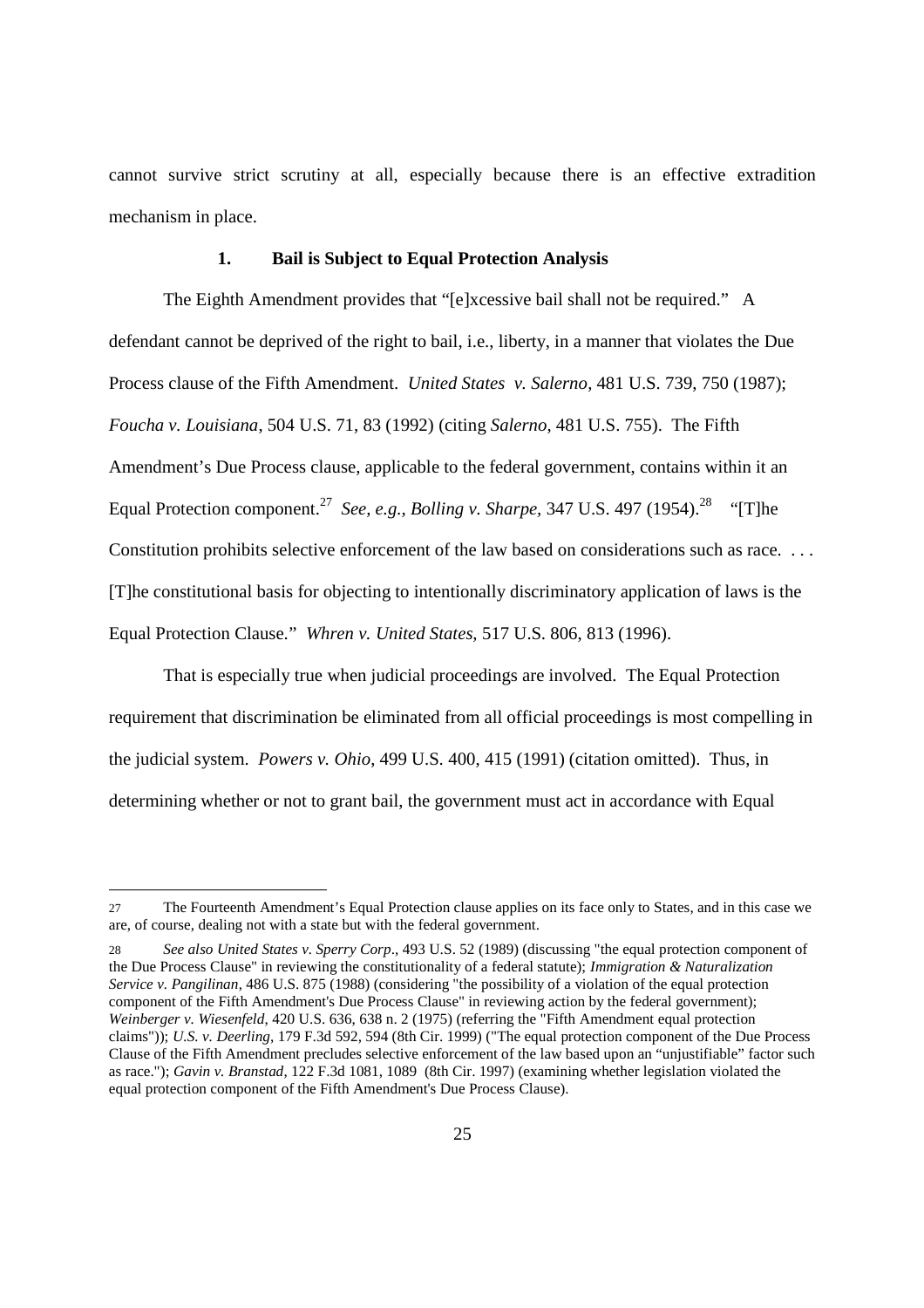cannot survive strict scrutiny at all, especially because there is an effective extradition mechanism in place.

### 1. Bail is Subject to Equal Protection Analysis

The Eighth Amendment provides that "[e]xcessive bail shall not be required." A defendant cannot be deprived of the right to bail, i.e., liberty, in a manner that violates the Due Process clause of the Fifth Amendment. *United States v. Salerno*, 481 U.S. 739, 750 (1987); *Foucha v. Louisiana*, 504 U.S. 71, 83 (1992) (citing *Salerno*, 481 U.S. 755). The Fifth Amendment's Due Process clause, applicable to the federal government, contains within it an Equal Protection component.[27] *See, e.g., Bolling v. Sharpe*, 347 U.S. 497 (1954).[28] "[T]he Constitution prohibits selective enforcement of the law based on considerations such as race. . . . [T]he constitutional basis for objecting to intentionally discriminatory application of laws is the Equal Protection Clause." *Whren v. United States*, 517 U.S. 806, 813 (1996).

That is especially true when judicial proceedings are involved. The Equal Protection requirement that discrimination be eliminated from all official proceedings is most compelling in the judicial system. *Powers v. Ohio*, 499 U.S. 400, 415 (1991) (citation omitted). Thus, in determining whether or not to grant bail, the government must act in accordance with Equal

---

27 The Fourteenth Amendment's Equal Protection clause applies on its face only to States, and in this case we are, of course, dealing not with a state but with the federal government.

28 *See also United States v. Sperry Corp*., 493 U.S. 52 (1989) (discussing "the equal protection component of the Due Process Clause" in reviewing the constitutionality of a federal statute); *Immigration & Naturalization Service v. Pangilinan*, 486 U.S. 875 (1988) (considering "the possibility of a violation of the equal protection component of the Fifth Amendment's Due Process Clause" in reviewing action by the federal government); *Weinberger v. Wiesenfeld*, 420 U.S. 636, 638 n. 2 (1975) (referring the "Fifth Amendment equal protection claims")); *U.S. v. Deerling*, 179 F.3d 592, 594 (8th Cir. 1999) ("The equal protection component of the Due Process Clause of the Fifth Amendment precludes selective enforcement of the law based upon an "unjustifiable" factor such as race."); *Gavin v. Branstad*, 122 F.3d 1081, 1089 (8th Cir. 1997) (examining whether legislation violated the equal protection component of the Fifth Amendment's Due Process Clause).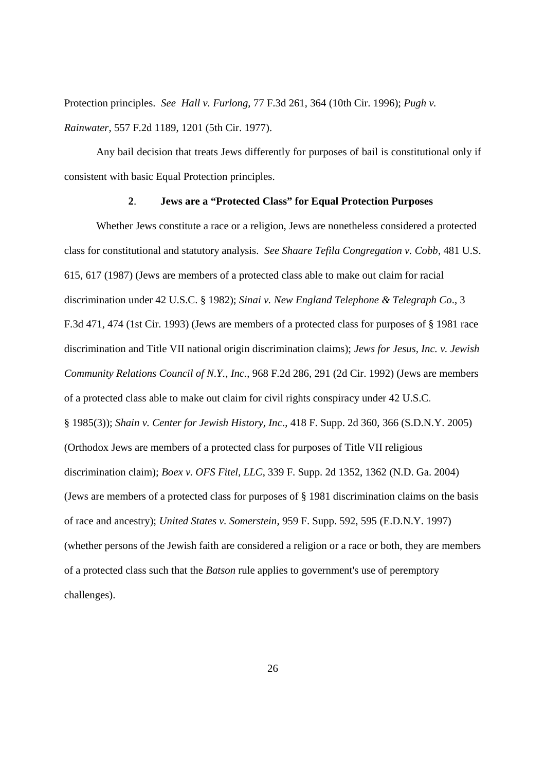Protection principles. *See Hall v. Furlong*, 77 F.3d 261, 364 (10th Cir. 1996); *Pugh v. Rainwater*, 557 F.2d 1189, 1201 (5th Cir. 1977).

Any bail decision that treats Jews differently for purposes of bail is constitutional only if consistent with basic Equal Protection principles.

### 2. Jews are a "Protected Class" for Equal Protection Purposes

Whether Jews constitute a race or a religion, Jews are nonetheless considered a protected class for constitutional and statutory analysis. *See Shaare Tefila Congregation v. Cobb*, 481 U.S. 615, 617 (1987) (Jews are members of a protected class able to make out claim for racial discrimination under 42 U.S.C. § 1982); *Sinai v. New England Telephone & Telegraph Co*., 3 F.3d 471, 474 (1st Cir. 1993) (Jews are members of a protected class for purposes of § 1981 race discrimination and Title VII national origin discrimination claims); *Jews for Jesus, Inc. v. Jewish Community Relations Council of N.Y., Inc.*, 968 F.2d 286, 291 (2d Cir. 1992) (Jews are members of a protected class able to make out claim for civil rights conspiracy under 42 U.S.C. § 1985(3)); *Shain v. Center for Jewish History, Inc*., 418 F. Supp. 2d 360, 366 (S.D.N.Y. 2005) (Orthodox Jews are members of a protected class for purposes of Title VII religious discrimination claim); *Boex v. OFS Fitel, LLC*, 339 F. Supp. 2d 1352, 1362 (N.D. Ga. 2004) (Jews are members of a protected class for purposes of § 1981 discrimination claims on the basis of race and ancestry); *United States v. Somerstein*, 959 F. Supp. 592, 595 (E.D.N.Y. 1997) (whether persons of the Jewish faith are considered a religion or a race or both, they are members of a protected class such that the *Batson* rule applies to government's use of peremptory challenges).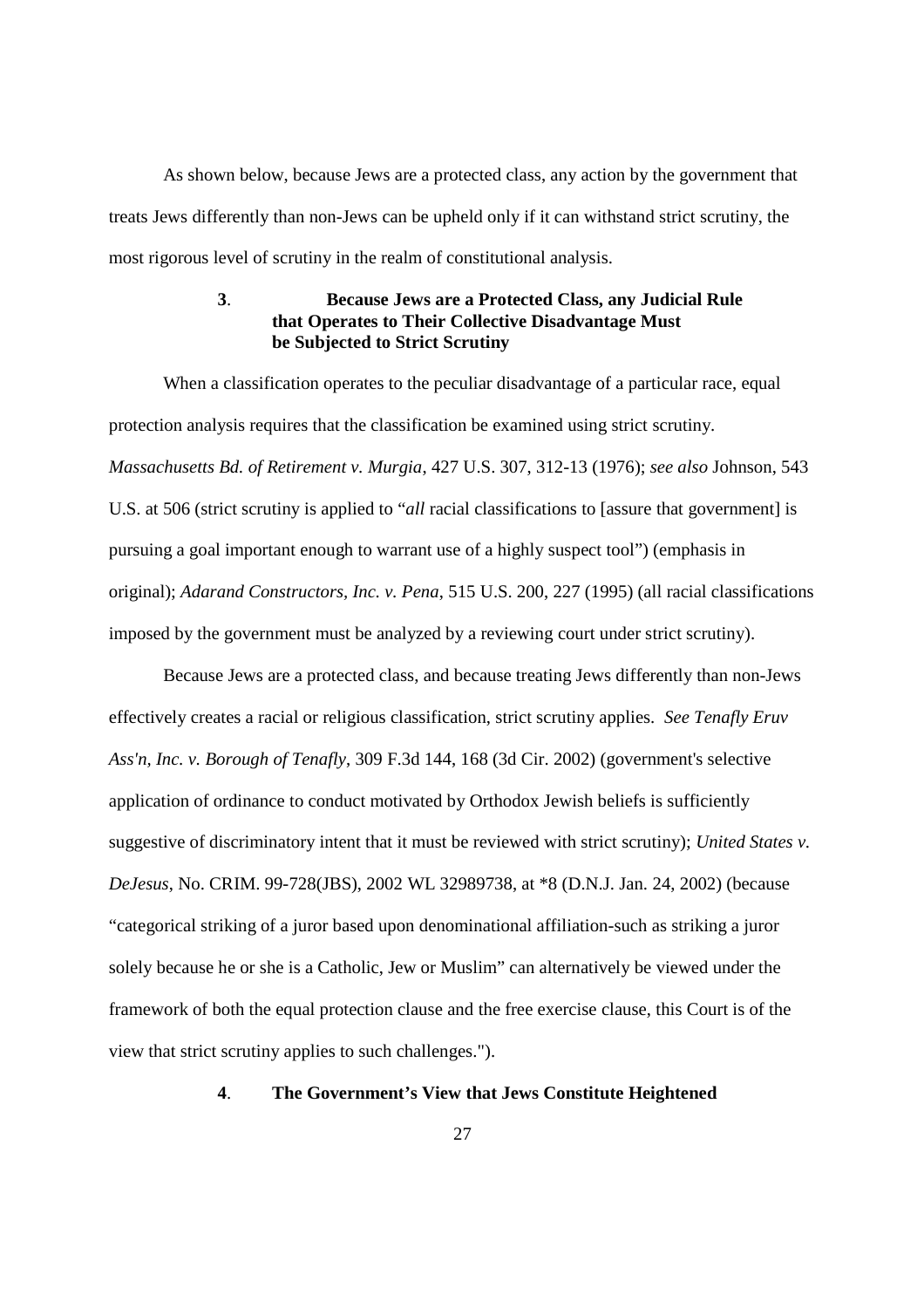As shown below, because Jews are a protected class, any action by the government that treats Jews differently than non-Jews can be upheld only if it can withstand strict scrutiny, the most rigorous level of scrutiny in the realm of constitutional analysis.

### **3**. **Because Jews are a Protected Class, any Judicial Rule that Operates to Their Collective Disadvantage Must be Subjected to Strict Scrutiny**

When a classification operates to the peculiar disadvantage of a particular race, equal protection analysis requires that the classification be examined using strict scrutiny. *Massachusetts Bd. of Retirement v. Murgia*, 427 U.S. 307, 312-13 (1976); *see also* Johnson, 543 U.S. at 506 (strict scrutiny is applied to "*all* racial classifications to [assure that government] is pursuing a goal important enough to warrant use of a highly suspect tool") (emphasis in original); *Adarand Constructors, Inc. v. Pena*, 515 U.S. 200, 227 (1995) (all racial classifications imposed by the government must be analyzed by a reviewing court under strict scrutiny).

Because Jews are a protected class, and because treating Jews differently than non-Jews effectively creates a racial or religious classification, strict scrutiny applies. *See Tenafly Eruv Ass'n, Inc. v. Borough of Tenafly*, 309 F.3d 144, 168 (3d Cir. 2002) (government's selective application of ordinance to conduct motivated by Orthodox Jewish beliefs is sufficiently suggestive of discriminatory intent that it must be reviewed with strict scrutiny); *United States v. DeJesus*, No. CRIM. 99-728(JBS), 2002 WL 32989738, at *8 (D.N.J. Jan. 24, 2002) (because "categorical striking of a juror based upon denominational affiliation-such as striking a juror solely because he or she is a Catholic, Jew or Muslim" can alternatively be viewed under the framework of both the equal protection clause and the free exercise clause, this Court is of the view that strict scrutiny applies to such challenges.").

### **4**. **The Government's View that Jews Constitute Heightened**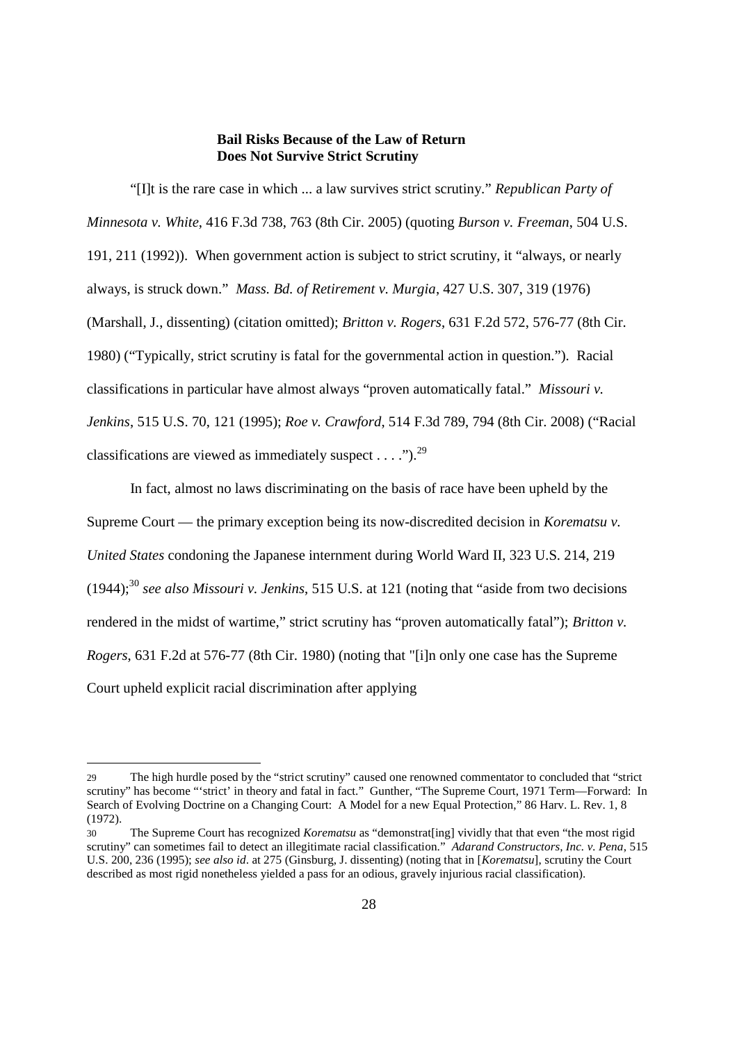**Bail Risks Because of the Law of Return Does Not Survive Strict Scrutiny**

"[I]t is the rare case in which ... a law survives strict scrutiny." *Republican Party of Minnesota v. White*, 416 F.3d 738, 763 (8th Cir. 2005) (quoting *Burson v. Freeman*, 504 U.S. 191, 211 (1992)). When government action is subject to strict scrutiny, it "always, or nearly always, is struck down." *Mass. Bd. of Retirement v. Murgia*, 427 U.S. 307, 319 (1976) (Marshall, J., dissenting) (citation omitted); *Britton v. Rogers*, 631 F.2d 572, 576-77 (8th Cir. 1980) ("Typically, strict scrutiny is fatal for the governmental action in question."). Racial classifications in particular have almost always "proven automatically fatal." *Missouri v. Jenkins*, 515 U.S. 70, 121 (1995); *Roe v. Crawford*, 514 F.3d 789, 794 (8th Cir. 2008) ("Racial classifications are viewed as immediately suspect . . . .").[29]

In fact, almost no laws discriminating on the basis of race have been upheld by the Supreme Court — the primary exception being its now-discredited decision in *Korematsu v. United States* condoning the Japanese internment during World Ward II, 323 U.S. 214, 219 (1944);[30] *see also Missouri v. Jenkins*, 515 U.S. at 121 (noting that "aside from two decisions rendered in the midst of wartime," strict scrutiny has "proven automatically fatal"); *Britton v. Rogers*, 631 F.2d at 576-77 (8th Cir. 1980) (noting that "[i]n only one case has the Supreme Court upheld explicit racial discrimination after applying

---

29 The high hurdle posed by the "strict scrutiny" caused one renowned commentator to concluded that "strict scrutiny" has become "'strict' in theory and fatal in fact." Gunther, "The Supreme Court, 1971 Term—Forward: In Search of Evolving Doctrine on a Changing Court: A Model for a new Equal Protection," 86 Harv. L. Rev. 1, 8 (1972).

30 The Supreme Court has recognized *Korematsu* as "demonstrat[ing] vividly that that even "the most rigid scrutiny" can sometimes fail to detect an illegitimate racial classification." *Adarand Constructors, Inc. v. Pena*, 515 U.S. 200, 236 (1995); *see also id*. at 275 (Ginsburg, J. dissenting) (noting that in [*Korematsu*], scrutiny the Court described as most rigid nonetheless yielded a pass for an odious, gravely injurious racial classification).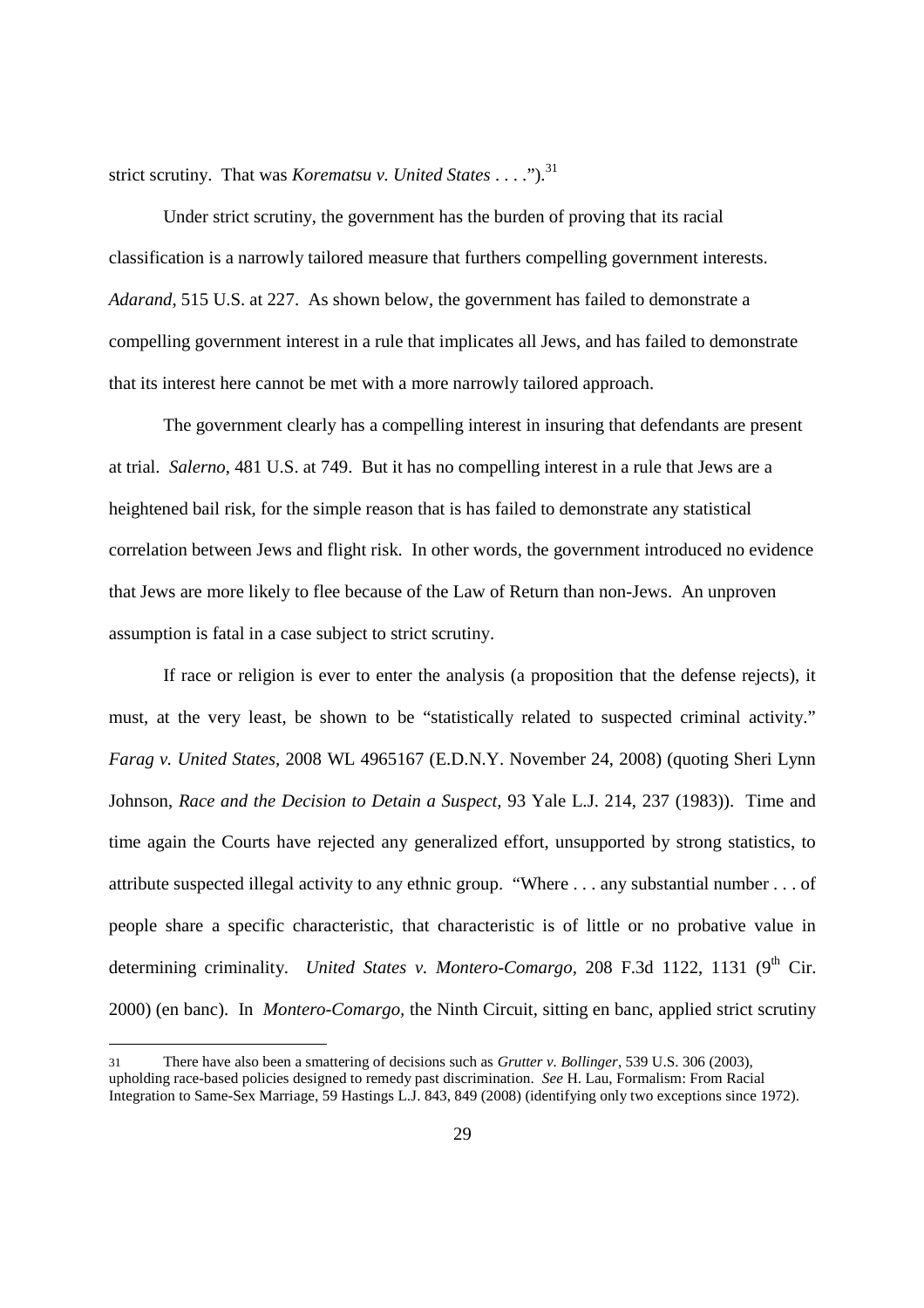strict scrutiny. That was *Korematsu v. United States* . . . .").[31]

Under strict scrutiny, the government has the burden of proving that its racial classification is a narrowly tailored measure that furthers compelling government interests. *Adarand*, 515 U.S. at 227. As shown below, the government has failed to demonstrate a compelling government interest in a rule that implicates all Jews, and has failed to demonstrate that its interest here cannot be met with a more narrowly tailored approach.

The government clearly has a compelling interest in insuring that defendants are present at trial. *Salerno*, 481 U.S. at 749. But it has no compelling interest in a rule that Jews are a heightened bail risk, for the simple reason that is has failed to demonstrate any statistical correlation between Jews and flight risk. In other words, the government introduced no evidence that Jews are more likely to flee because of the Law of Return than non-Jews. An unproven assumption is fatal in a case subject to strict scrutiny.

If race or religion is ever to enter the analysis (a proposition that the defense rejects), it must, at the very least, be shown to be "statistically related to suspected criminal activity." *Farag v. United States*, 2008 WL 4965167 (E.D.N.Y. November 24, 2008) (quoting Sheri Lynn Johnson, *Race and the Decision to Detain a Suspect*, 93 Yale L.J. 214, 237 (1983)). Time and time again the Courts have rejected any generalized effort, unsupported by strong statistics, to attribute suspected illegal activity to any ethnic group. "Where . . . any substantial number . . . of people share a specific characteristic, that characteristic is of little or no probative value in determining criminality. *United States v. Montero-Comargo*, 208 F.3d 1122, 1131 (9th Cir. 2000) (en banc). In *Montero-Comargo*, the Ninth Circuit, sitting en banc, applied strict scrutiny

---

31 There have also been a smattering of decisions such as *Grutter v. Bollinger*, 539 U.S. 306 (2003), upholding race-based policies designed to remedy past discrimination. *See* H. Lau, Formalism: From Racial Integration to Same-Sex Marriage, 59 Hastings L.J. 843, 849 (2008) (identifying only two exceptions since 1972).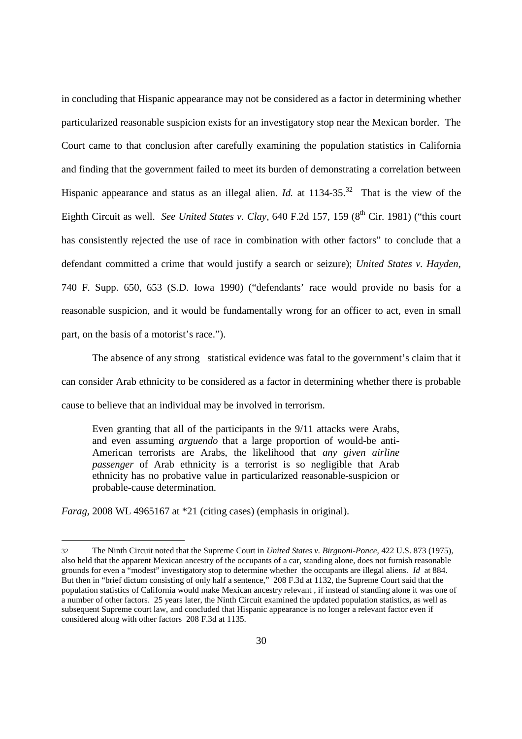in concluding that Hispanic appearance may not be considered as a factor in determining whether particularized reasonable suspicion exists for an investigatory stop near the Mexican border. The Court came to that conclusion after carefully examining the population statistics in California and finding that the government failed to meet its burden of demonstrating a correlation between Hispanic appearance and status as an illegal alien. *Id.* at 1134-35.[32] That is the view of the Eighth Circuit as well. *See United States v. Clay*, 640 F.2d 157, 159 (8th Cir. 1981) ("this court has consistently rejected the use of race in combination with other factors" to conclude that a defendant committed a crime that would justify a search or seizure); *United States v. Hayden*, 740 F. Supp. 650, 653 (S.D. Iowa 1990) ("defendants' race would provide no basis for a reasonable suspicion, and it would be fundamentally wrong for an officer to act, even in small part, on the basis of a motorist's race.").

The absence of any strong statistical evidence was fatal to the government's claim that it can consider Arab ethnicity to be considered as a factor in determining whether there is probable cause to believe that an individual may be involved in terrorism.

> Even granting that all of the participants in the 9/11 attacks were Arabs, and even assuming *arguendo* that a large proportion of would-be anti-American terrorists are Arabs, the likelihood that *any given airline passenger* of Arab ethnicity is a terrorist is so negligible that Arab ethnicity has no probative value in particularized reasonable-suspicion or probable-cause determination.

*Farag*, 2008 WL 4965167 at *21 (citing cases) (emphasis in original).

---

[32] The Ninth Circuit noted that the Supreme Court in *United States v. Birgnoni-Ponce*, 422 U.S. 873 (1975), also held that the apparent Mexican ancestry of the occupants of a car, standing alone, does not furnish reasonable grounds for even a "modest" investigatory stop to determine whether the occupants are illegal aliens. *Id* at 884. But then in "brief dictum consisting of only half a sentence," 208 F.3d at 1132, the Supreme Court said that the population statistics of California would make Mexican ancestry relevant , if instead of standing alone it was one of a number of other factors. 25 years later, the Ninth Circuit examined the updated population statistics, as well as subsequent Supreme court law, and concluded that Hispanic appearance is no longer a relevant factor even if considered along with other factors 208 F.3d at 1135.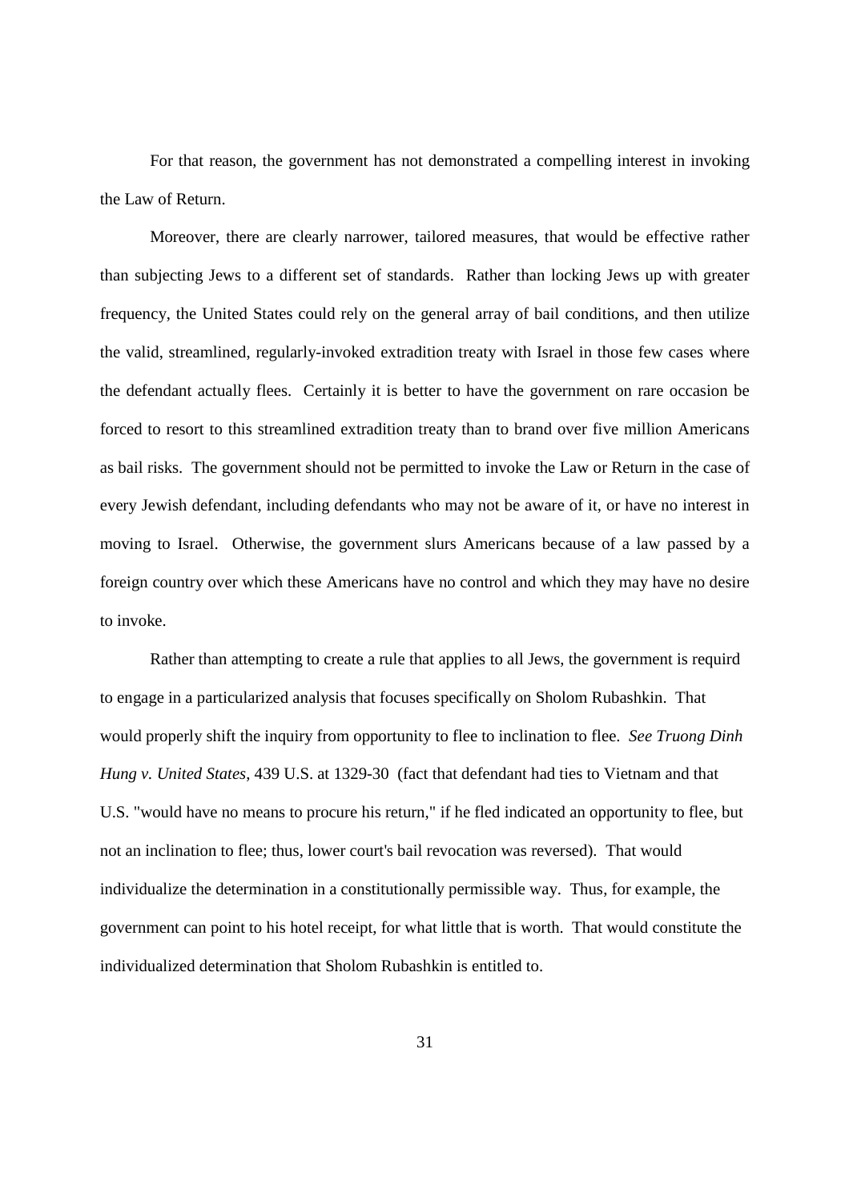For that reason, the government has not demonstrated a compelling interest in invoking the Law of Return.

Moreover, there are clearly narrower, tailored measures, that would be effective rather than subjecting Jews to a different set of standards. Rather than locking Jews up with greater frequency, the United States could rely on the general array of bail conditions, and then utilize the valid, streamlined, regularly-invoked extradition treaty with Israel in those few cases where the defendant actually flees. Certainly it is better to have the government on rare occasion be forced to resort to this streamlined extradition treaty than to brand over five million Americans as bail risks. The government should not be permitted to invoke the Law or Return in the case of every Jewish defendant, including defendants who may not be aware of it, or have no interest in moving to Israel. Otherwise, the government slurs Americans because of a law passed by a foreign country over which these Americans have no control and which they may have no desire to invoke.

Rather than attempting to create a rule that applies to all Jews, the government is requird to engage in a particularized analysis that focuses specifically on Sholom Rubashkin. That would properly shift the inquiry from opportunity to flee to inclination to flee. *See Truong Dinh Hung v. United States*, 439 U.S. at 1329-30 (fact that defendant had ties to Vietnam and that U.S. "would have no means to procure his return," if he fled indicated an opportunity to flee, but not an inclination to flee; thus, lower court's bail revocation was reversed). That would individualize the determination in a constitutionally permissible way. Thus, for example, the government can point to his hotel receipt, for what little that is worth. That would constitute the individualized determination that Sholom Rubashkin is entitled to.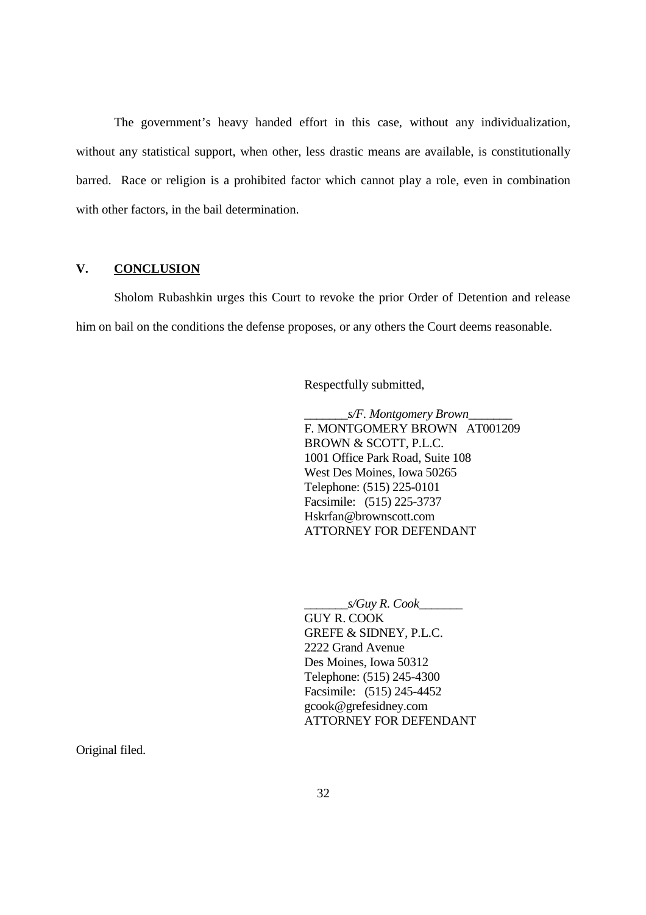The government's heavy handed effort in this case, without any individualization, without any statistical support, when other, less drastic means are available, is constitutionally barred. Race or religion is a prohibited factor which cannot play a role, even in combination with other factors, in the bail determination.

## V. **CONCLUSION**

Sholom Rubashkin urges this Court to revoke the prior Order of Detention and release him on bail on the conditions the defense proposes, or any others the Court deems reasonable.

Respectfully submitted,

_______*s/F. Montgomery Brown*_______
F. MONTGOMERY BROWN AT001209
BROWN & SCOTT, P.L.C.
1001 Office Park Road, Suite 108
West Des Moines, Iowa 50265
Telephone: (515) 225-0101
Facsimile: (515) 225-3737
Hskrfan@brownscott.com
ATTORNEY FOR DEFENDANT

_______*s/Guy R. Cook*_______
GUY R. COOK
GREFE & SIDNEY, P.L.C.
2222 Grand Avenue
Des Moines, Iowa 50312
Telephone: (515) 245-4300
Facsimile: (515) 245-4452
gcook@grefesidney.com
ATTORNEY FOR DEFENDANT

Original filed.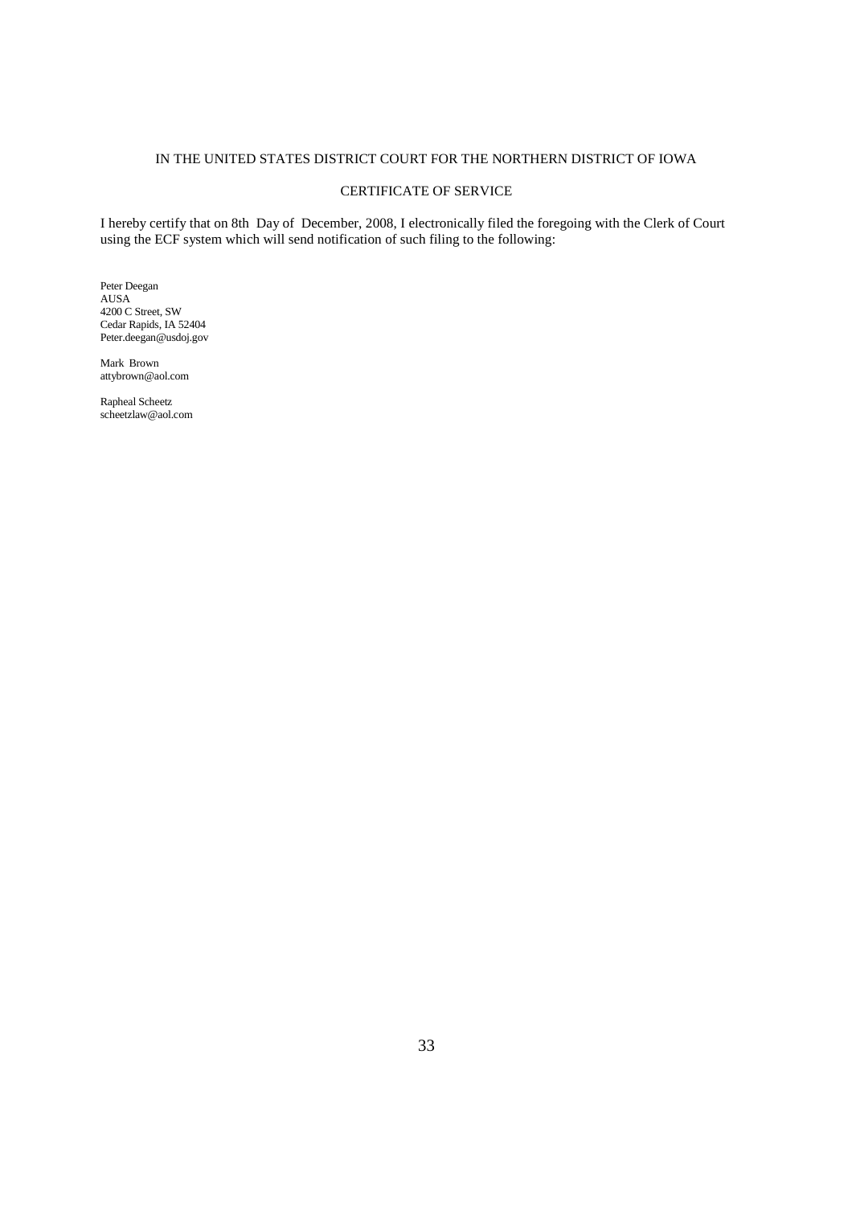IN THE UNITED STATES DISTRICT COURT FOR THE NORTHERN DISTRICT OF IOWA

CERTIFICATE OF SERVICE

I hereby certify that on 8th Day of December, 2008, I electronically filed the foregoing with the Clerk of Court using the ECF system which will send notification of such filing to the following:

Peter Deegan  
AUSA  
4200 C Street, SW  
Cedar Rapids, IA 52404  
Peter.deegan@usdoj.gov

Mark Brown  
attybrown@aol.com

Rapheal Scheetz  
scheetzlaw@aol.com